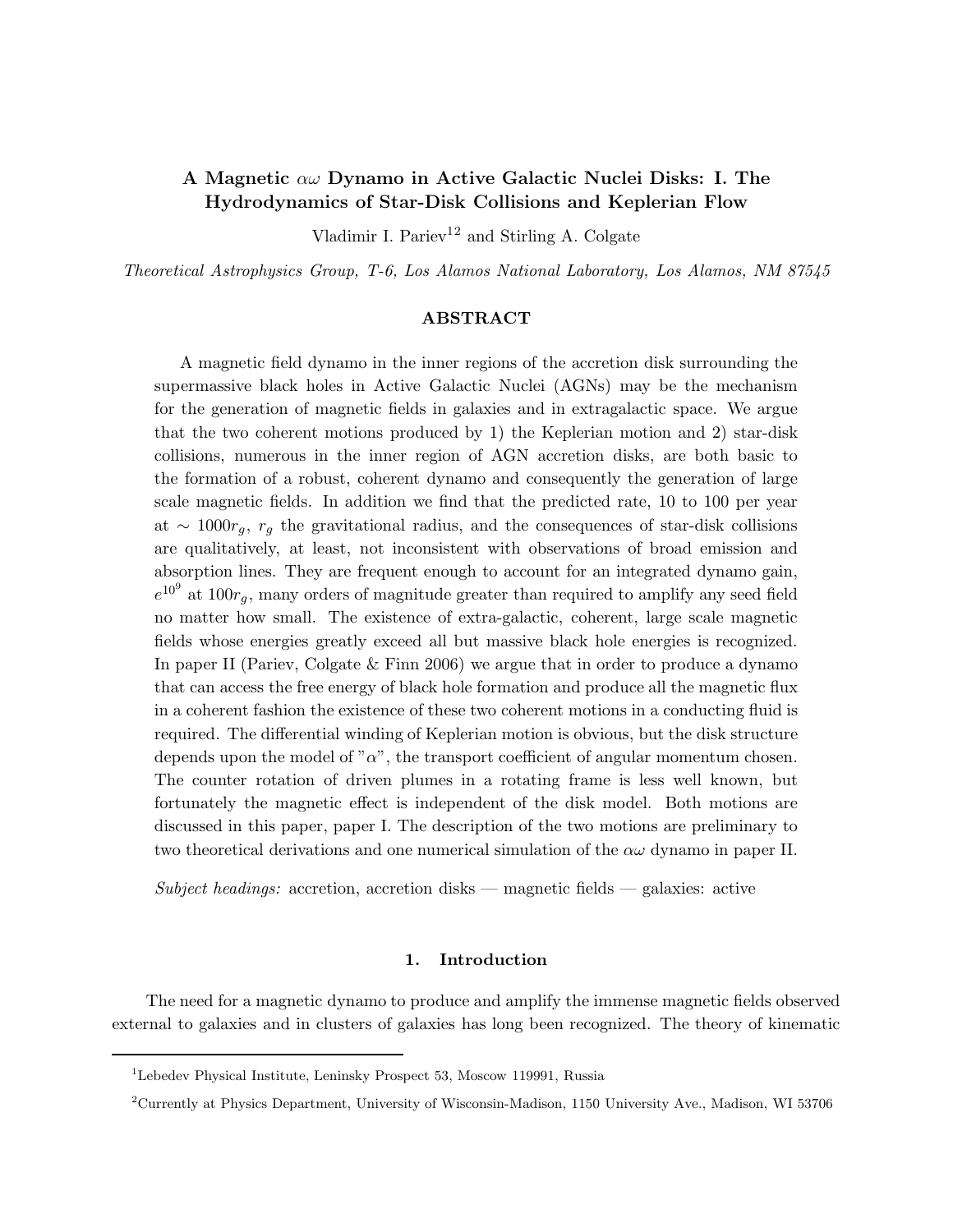# A Magnetic $\alpha\omega$ Dynamo in Active Galactic Nuclei Disks: I. The Hydrodynamics of Star-Disk Collisions and Keplerian Flow

Vladimir I. Pariev[1,2] and Stirling A. Colgate

*Theoretical Astrophysics Group, T-6, Los Alamos National Laboratory, Los Alamos, NM 87545*

## ABSTRACT

A magnetic field dynamo in the inner regions of the accretion disk surrounding the supermassive black holes in Active Galactic Nuclei (AGNs) may be the mechanism for the generation of magnetic fields in galaxies and in extragalactic space. We argue that the two coherent motions produced by 1) the Keplerian motion and 2) star-disk collisions, numerous in the inner region of AGN accretion disks, are both basic to the formation of a robust, coherent dynamo and consequently the generation of large scale magnetic fields. In addition we find that the predicted rate, 10 to 100 per year at $\sim 1000 r_g$, $r_g$ the gravitational radius, and the consequences of star-disk collisions are qualitatively, at least, not inconsistent with observations of broad emission and absorption lines. They are frequent enough to account for an integrated dynamo gain, $e^{10^9}$ at $100 r_g$, many orders of magnitude greater than required to amplify any seed field no matter how small. The existence of extra-galactic, coherent, large scale magnetic fields whose energies greatly exceed all but massive black hole energies is recognized. In paper II (Pariev, Colgate & Finn 2006) we argue that in order to produce a dynamo that can access the free energy of black hole formation and produce all the magnetic flux in a coherent fashion the existence of these two coherent motions in a conducting fluid is required. The differential winding of Keplerian motion is obvious, but the disk structure depends upon the model of "$\alpha$", the transport coefficient of angular momentum chosen. The counter rotation of driven plumes in a rotating frame is less well known, but fortunately the magnetic effect is independent of the disk model. Both motions are discussed in this paper, paper I. The description of the two motions are preliminary to two theoretical derivations and one numerical simulation of the $\alpha\omega$ dynamo in paper II.

*Subject headings:* accretion, accretion disks — magnetic fields — galaxies: active

## 1. Introduction

The need for a magnetic dynamo to produce and amplify the immense magnetic fields observed external to galaxies and in clusters of galaxies has long been recognized. The theory of kinematic

---

[1] Lebedev Physical Institute, Leninsky Prospect 53, Moscow 119991, Russia

[2] Currently at Physics Department, University of Wisconsin-Madison, 1150 University Ave., Madison, WI 53706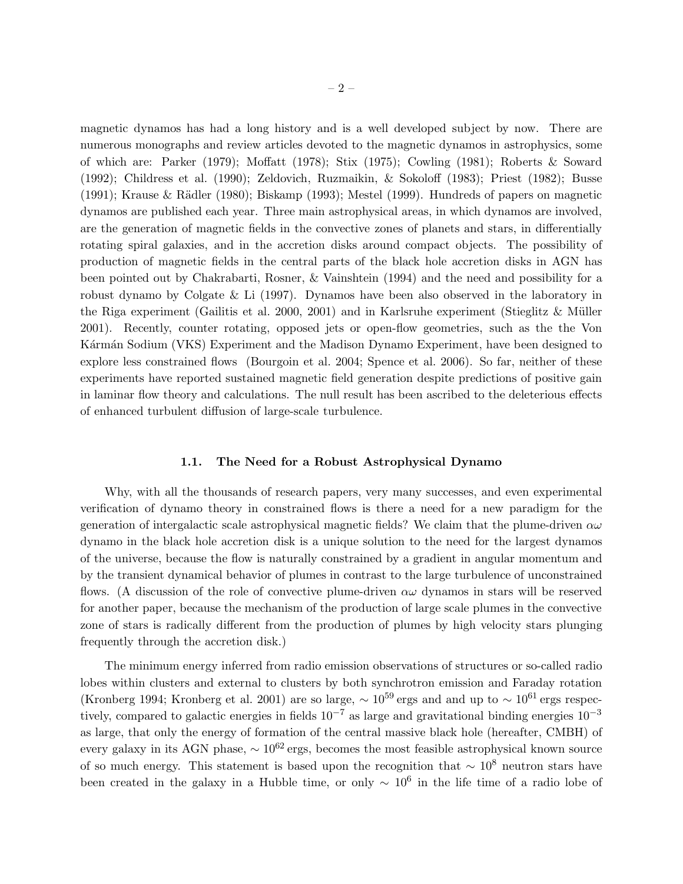magnetic dynamos has had a long history and is a well developed subject by now. There are numerous monographs and review articles devoted to the magnetic dynamos in astrophysics, some of which are: Parker (1979); Moffatt (1978); Stix (1975); Cowling (1981); Roberts & Soward (1992); Childress et al. (1990); Zeldovich, Ruzmaikin, & Sokoloff (1983); Priest (1982); Busse (1991); Krause & Rädler (1980); Biskamp (1993); Mestel (1999). Hundreds of papers on magnetic dynamos are published each year. Three main astrophysical areas, in which dynamos are involved, are the generation of magnetic fields in the convective zones of planets and stars, in differentially rotating spiral galaxies, and in the accretion disks around compact objects. The possibility of production of magnetic fields in the central parts of the black hole accretion disks in AGN has been pointed out by Chakrabarti, Rosner, & Vainshtein (1994) and the need and possibility for a robust dynamo by Colgate & Li (1997). Dynamos have been also observed in the laboratory in the Riga experiment (Gailitis et al. 2000, 2001) and in Karlsruhe experiment (Stieglitz & Müller 2001). Recently, counter rotating, opposed jets or open-flow geometries, such as the the Von Kármán Sodium (VKS) Experiment and the Madison Dynamo Experiment, have been designed to explore less constrained flows (Bourgoin et al. 2004; Spence et al. 2006). So far, neither of these experiments have reported sustained magnetic field generation despite predictions of positive gain in laminar flow theory and calculations. The null result has been ascribed to the deleterious effects of enhanced turbulent diffusion of large-scale turbulence.

### 1.1. The Need for a Robust Astrophysical Dynamo

Why, with all the thousands of research papers, very many successes, and even experimental verification of dynamo theory in constrained flows is there a need for a new paradigm for the generation of intergalactic scale astrophysical magnetic fields? We claim that the plume-driven $\alpha\omega$ dynamo in the black hole accretion disk is a unique solution to the need for the largest dynamos of the universe, because the flow is naturally constrained by a gradient in angular momentum and by the transient dynamical behavior of plumes in contrast to the large turbulence of unconstrained flows. (A discussion of the role of convective plume-driven $\alpha\omega$ dynamos in stars will be reserved for another paper, because the mechanism of the production of large scale plumes in the convective zone of stars is radically different from the production of plumes by high velocity stars plunging frequently through the accretion disk.)

The minimum energy inferred from radio emission observations of structures or so-called radio lobes within clusters and external to clusters by both synchrotron emission and Faraday rotation (Kronberg 1994; Kronberg et al. 2001) are so large, $\sim 10^{59}$ ergs and and up to $\sim 10^{61}$ ergs respectively, compared to galactic energies in fields $10^{-7}$ as large and gravitational binding energies $10^{-3}$ as large, that only the energy of formation of the central massive black hole (hereafter, CMBH) of every galaxy in its AGN phase, $\sim 10^{62}$ ergs, becomes the most feasible astrophysical known source of so much energy. This statement is based upon the recognition that $\sim 10^{8}$ neutron stars have been created in the galaxy in a Hubble time, or only $\sim 10^{6}$ in the life time of a radio lobe of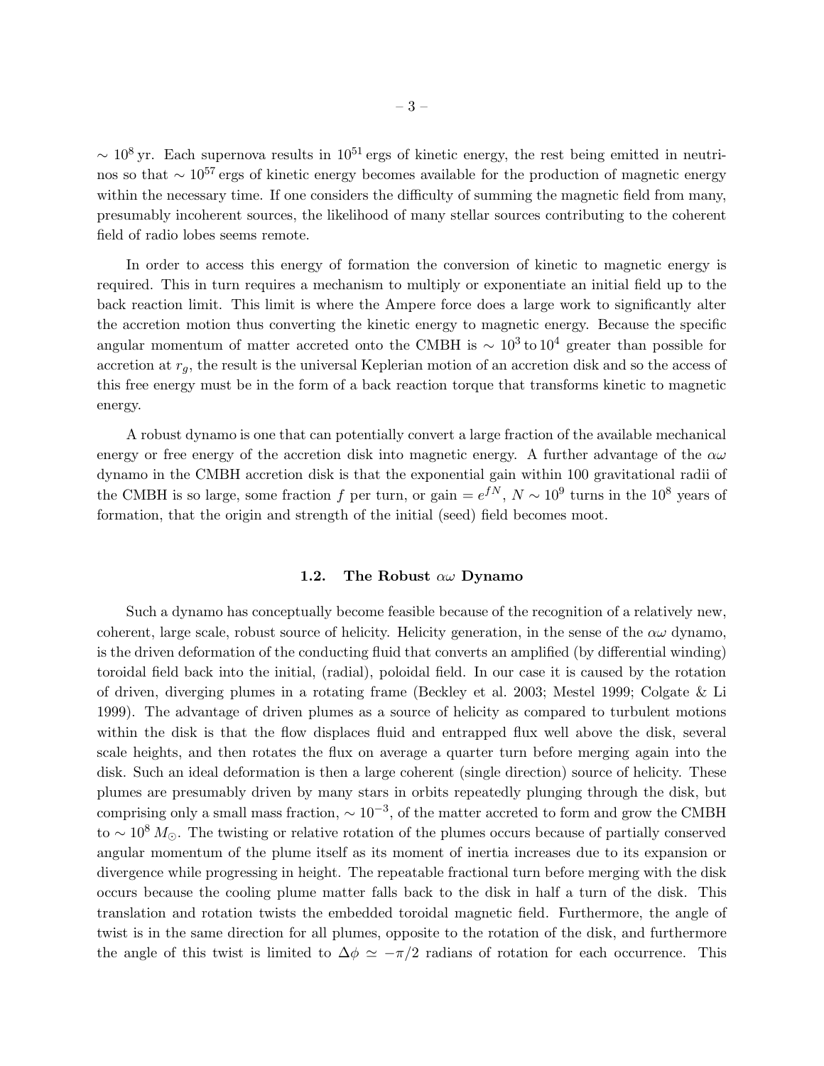$\sim 10^8$ yr. Each supernova results in $10^{51}$ ergs of kinetic energy, the rest being emitted in neutrinos so that $\sim 10^{57}$ ergs of kinetic energy becomes available for the production of magnetic energy within the necessary time. If one considers the difficulty of summing the magnetic field from many, presumably incoherent sources, the likelihood of many stellar sources contributing to the coherent field of radio lobes seems remote.

In order to access this energy of formation the conversion of kinetic to magnetic energy is required. This in turn requires a mechanism to multiply or exponentiate an initial field up to the back reaction limit. This limit is where the Ampere force does a large work to significantly alter the accretion motion thus converting the kinetic energy to magnetic energy. Because the specific angular momentum of matter accreted onto the CMBH is $\sim 10^3$ to $10^4$ greater than possible for accretion at $r_g$, the result is the universal Keplerian motion of an accretion disk and so the access of this free energy must be in the form of a back reaction torque that transforms kinetic to magnetic energy.

A robust dynamo is one that can potentially convert a large fraction of the available mechanical energy or free energy of the accretion disk into magnetic energy. A further advantage of the $\alpha\omega$ dynamo in the CMBH accretion disk is that the exponential gain within 100 gravitational radii of the CMBH is so large, some fraction $f$ per turn, or gain $= e^{fN}$, $N \sim 10^9$ turns in the $10^8$ years of formation, that the origin and strength of the initial (seed) field becomes moot.

### 1.2. The Robust $\alpha\omega$ Dynamo

Such a dynamo has conceptually become feasible because of the recognition of a relatively new, coherent, large scale, robust source of helicity. Helicity generation, in the sense of the $\alpha\omega$ dynamo, is the driven deformation of the conducting fluid that converts an amplified (by differential winding) toroidal field back into the initial, (radial), poloidal field. In our case it is caused by the rotation of driven, diverging plumes in a rotating frame (Beckley et al. 2003; Mestel 1999; Colgate & Li 1999). The advantage of driven plumes as a source of helicity as compared to turbulent motions within the disk is that the flow displaces fluid and entrapped flux well above the disk, several scale heights, and then rotates the flux on average a quarter turn before merging again into the disk. Such an ideal deformation is then a large coherent (single direction) source of helicity. These plumes are presumably driven by many stars in orbits repeatedly plunging through the disk, but comprising only a small mass fraction, $\sim 10^{-3}$, of the matter accreted to form and grow the CMBH to $\sim 10^8\, M_\odot$. The twisting or relative rotation of the plumes occurs because of partially conserved angular momentum of the plume itself as its moment of inertia increases due to its expansion or divergence while progressing in height. The repeatable fractional turn before merging with the disk occurs because the cooling plume matter falls back to the disk in half a turn of the disk. This translation and rotation twists the embedded toroidal magnetic field. Furthermore, the angle of twist is in the same direction for all plumes, opposite to the rotation of the disk, and furthermore the angle of this twist is limited to $\Delta\phi \simeq -\pi/2$ radians of rotation for each occurrence. This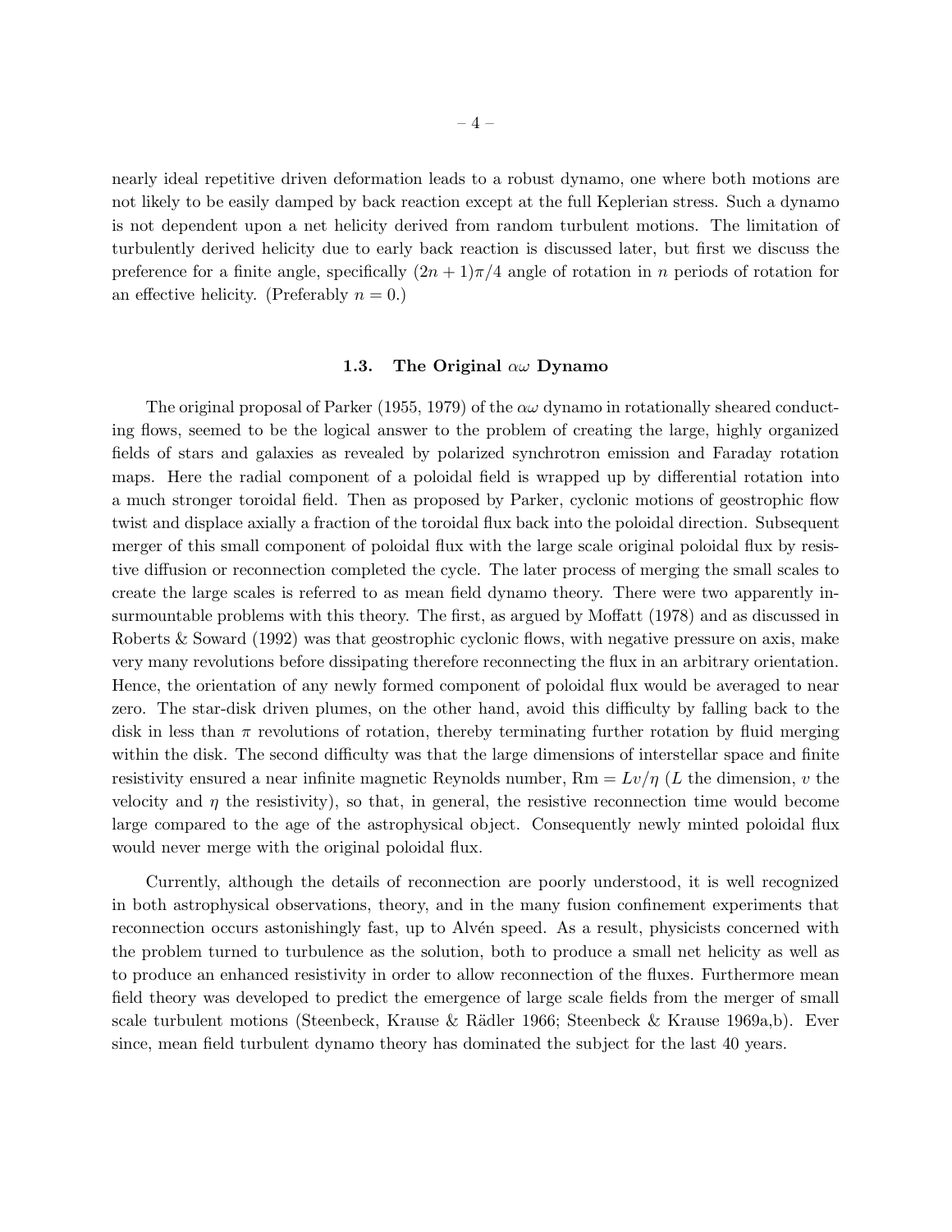nearly ideal repetitive driven deformation leads to a robust dynamo, one where both motions are not likely to be easily damped by back reaction except at the full Keplerian stress. Such a dynamo is not dependent upon a net helicity derived from random turbulent motions. The limitation of turbulently derived helicity due to early back reaction is discussed later, but first we discuss the preference for a finite angle, specifically $(2n + 1)\pi/4$ angle of rotation in $n$ periods of rotation for an effective helicity. (Preferably $n = 0$.)

### 1.3. The Original $\alpha\omega$ Dynamo

The original proposal of Parker (1955, 1979) of the $\alpha\omega$ dynamo in rotationally sheared conducting flows, seemed to be the logical answer to the problem of creating the large, highly organized fields of stars and galaxies as revealed by polarized synchrotron emission and Faraday rotation maps. Here the radial component of a poloidal field is wrapped up by differential rotation into a much stronger toroidal field. Then as proposed by Parker, cyclonic motions of geostrophic flow twist and displace axially a fraction of the toroidal flux back into the poloidal direction. Subsequent merger of this small component of poloidal flux with the large scale original poloidal flux by resistive diffusion or reconnection completed the cycle. The later process of merging the small scales to create the large scales is referred to as mean field dynamo theory. There were two apparently insurmountable problems with this theory. The first, as argued by Moffatt (1978) and as discussed in Roberts & Soward (1992) was that geostrophic cyclonic flows, with negative pressure on axis, make very many revolutions before dissipating therefore reconnecting the flux in an arbitrary orientation. Hence, the orientation of any newly formed component of poloidal flux would be averaged to near zero. The star-disk driven plumes, on the other hand, avoid this difficulty by falling back to the disk in less than $\pi$ revolutions of rotation, thereby terminating further rotation by fluid merging within the disk. The second difficulty was that the large dimensions of interstellar space and finite resistivity ensured a near infinite magnetic Reynolds number, $\mathrm{Rm} = Lv/\eta$ ($L$ the dimension, $v$ the velocity and $\eta$ the resistivity), so that, in general, the resistive reconnection time would become large compared to the age of the astrophysical object. Consequently newly minted poloidal flux would never merge with the original poloidal flux.

Currently, although the details of reconnection are poorly understood, it is well recognized in both astrophysical observations, theory, and in the many fusion confinement experiments that reconnection occurs astonishingly fast, up to Alvén speed. As a result, physicists concerned with the problem turned to turbulence as the solution, both to produce a small net helicity as well as to produce an enhanced resistivity in order to allow reconnection of the fluxes. Furthermore mean field theory was developed to predict the emergence of large scale fields from the merger of small scale turbulent motions (Steenbeck, Krause & Rädler 1966; Steenbeck & Krause 1969a,b). Ever since, mean field turbulent dynamo theory has dominated the subject for the last 40 years.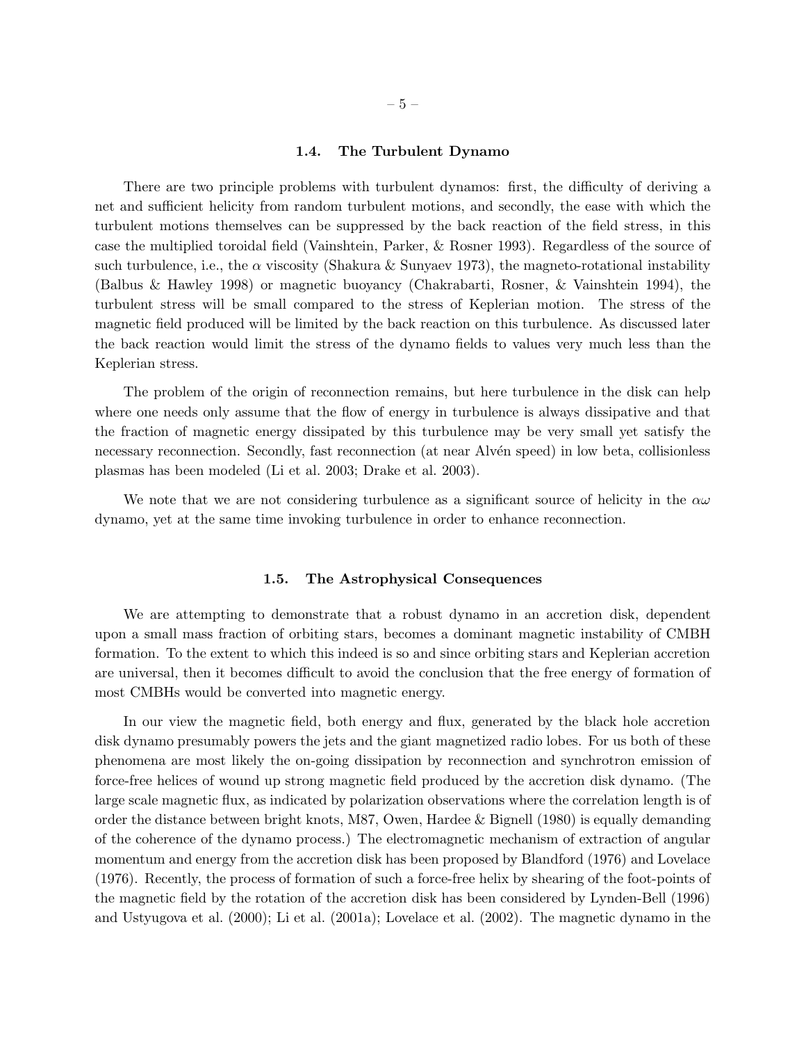### 1.4. The Turbulent Dynamo

There are two principle problems with turbulent dynamos: first, the difficulty of deriving a net and sufficient helicity from random turbulent motions, and secondly, the ease with which the turbulent motions themselves can be suppressed by the back reaction of the field stress, in this case the multiplied toroidal field (Vainshtein, Parker, & Rosner 1993). Regardless of the source of such turbulence, i.e., the $\alpha$ viscosity (Shakura & Sunyaev 1973), the magneto-rotational instability (Balbus & Hawley 1998) or magnetic buoyancy (Chakrabarti, Rosner, & Vainshtein 1994), the turbulent stress will be small compared to the stress of Keplerian motion. The stress of the magnetic field produced will be limited by the back reaction on this turbulence. As discussed later the back reaction would limit the stress of the dynamo fields to values very much less than the Keplerian stress.

The problem of the origin of reconnection remains, but here turbulence in the disk can help where one needs only assume that the flow of energy in turbulence is always dissipative and that the fraction of magnetic energy dissipated by this turbulence may be very small yet satisfy the necessary reconnection. Secondly, fast reconnection (at near Alvén speed) in low beta, collisionless plasmas has been modeled (Li et al. 2003; Drake et al. 2003).

We note that we are not considering turbulence as a significant source of helicity in the $\alpha\omega$ dynamo, yet at the same time invoking turbulence in order to enhance reconnection.

### 1.5. The Astrophysical Consequences

We are attempting to demonstrate that a robust dynamo in an accretion disk, dependent upon a small mass fraction of orbiting stars, becomes a dominant magnetic instability of CMBH formation. To the extent to which this indeed is so and since orbiting stars and Keplerian accretion are universal, then it becomes difficult to avoid the conclusion that the free energy of formation of most CMBHs would be converted into magnetic energy.

In our view the magnetic field, both energy and flux, generated by the black hole accretion disk dynamo presumably powers the jets and the giant magnetized radio lobes. For us both of these phenomena are most likely the on-going dissipation by reconnection and synchrotron emission of force-free helices of wound up strong magnetic field produced by the accretion disk dynamo. (The large scale magnetic flux, as indicated by polarization observations where the correlation length is of order the distance between bright knots, M87, Owen, Hardee & Bignell (1980) is equally demanding of the coherence of the dynamo process.) The electromagnetic mechanism of extraction of angular momentum and energy from the accretion disk has been proposed by Blandford (1976) and Lovelace (1976). Recently, the process of formation of such a force-free helix by shearing of the foot-points of the magnetic field by the rotation of the accretion disk has been considered by Lynden-Bell (1996) and Ustyugova et al. (2000); Li et al. (2001a); Lovelace et al. (2002). The magnetic dynamo in the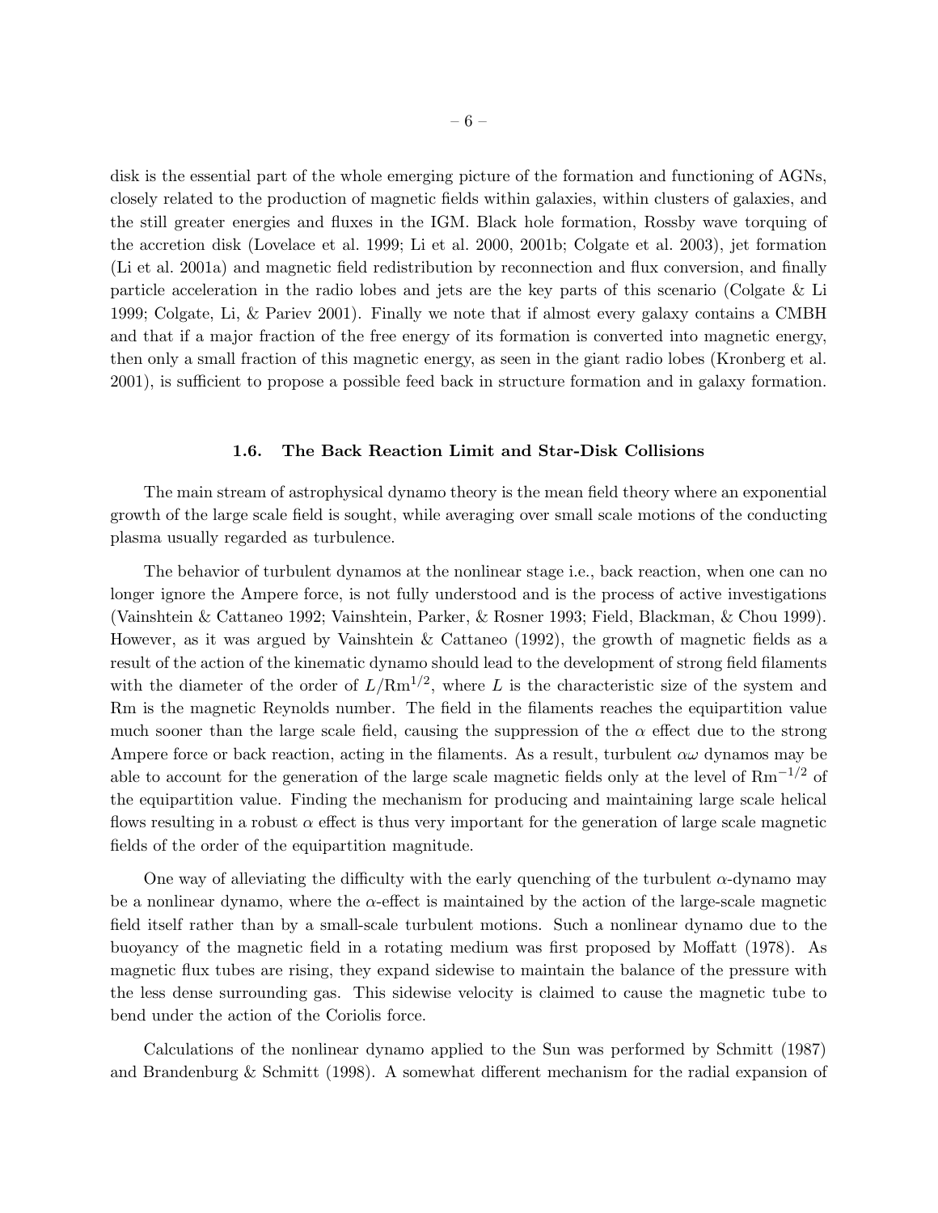disk is the essential part of the whole emerging picture of the formation and functioning of AGNs, closely related to the production of magnetic fields within galaxies, within clusters of galaxies, and the still greater energies and fluxes in the IGM. Black hole formation, Rossby wave torquing of the accretion disk (Lovelace et al. 1999; Li et al. 2000, 2001b; Colgate et al. 2003), jet formation (Li et al. 2001a) and magnetic field redistribution by reconnection and flux conversion, and finally particle acceleration in the radio lobes and jets are the key parts of this scenario (Colgate & Li 1999; Colgate, Li, & Pariev 2001). Finally we note that if almost every galaxy contains a CMBH and that if a major fraction of the free energy of its formation is converted into magnetic energy, then only a small fraction of this magnetic energy, as seen in the giant radio lobes (Kronberg et al. 2001), is sufficient to propose a possible feed back in structure formation and in galaxy formation.

### 1.6. The Back Reaction Limit and Star-Disk Collisions

The main stream of astrophysical dynamo theory is the mean field theory where an exponential growth of the large scale field is sought, while averaging over small scale motions of the conducting plasma usually regarded as turbulence.

The behavior of turbulent dynamos at the nonlinear stage i.e., back reaction, when one can no longer ignore the Ampere force, is not fully understood and is the process of active investigations (Vainshtein & Cattaneo 1992; Vainshtein, Parker, & Rosner 1993; Field, Blackman, & Chou 1999). However, as it was argued by Vainshtein & Cattaneo (1992), the growth of magnetic fields as a result of the action of the kinematic dynamo should lead to the development of strong field filaments with the diameter of the order of $L/\mathrm{Rm}^{1/2}$, where $L$ is the characteristic size of the system and Rm is the magnetic Reynolds number. The field in the filaments reaches the equipartition value much sooner than the large scale field, causing the suppression of the $\alpha$ effect due to the strong Ampere force or back reaction, acting in the filaments. As a result, turbulent $\alpha\omega$ dynamos may be able to account for the generation of the large scale magnetic fields only at the level of $\mathrm{Rm}^{-1/2}$ of the equipartition value. Finding the mechanism for producing and maintaining large scale helical flows resulting in a robust $\alpha$ effect is thus very important for the generation of large scale magnetic fields of the order of the equipartition magnitude.

One way of alleviating the difficulty with the early quenching of the turbulent $\alpha$-dynamo may be a nonlinear dynamo, where the $\alpha$-effect is maintained by the action of the large-scale magnetic field itself rather than by a small-scale turbulent motions. Such a nonlinear dynamo due to the buoyancy of the magnetic field in a rotating medium was first proposed by Moffatt (1978). As magnetic flux tubes are rising, they expand sidewise to maintain the balance of the pressure with the less dense surrounding gas. This sidewise velocity is claimed to cause the magnetic tube to bend under the action of the Coriolis force.

Calculations of the nonlinear dynamo applied to the Sun was performed by Schmitt (1987) and Brandenburg & Schmitt (1998). A somewhat different mechanism for the radial expansion of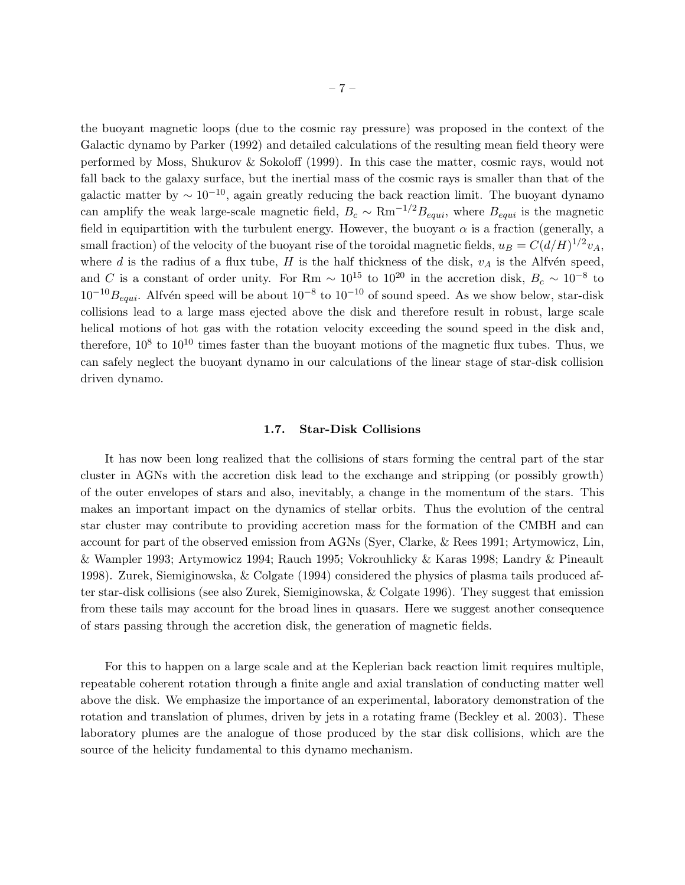the buoyant magnetic loops (due to the cosmic ray pressure) was proposed in the context of the Galactic dynamo by Parker (1992) and detailed calculations of the resulting mean field theory were performed by Moss, Shukurov & Sokoloff (1999). In this case the matter, cosmic rays, would not fall back to the galaxy surface, but the inertial mass of the cosmic rays is smaller than that of the galactic matter by $\sim 10^{-10}$, again greatly reducing the back reaction limit. The buoyant dynamo can amplify the weak large-scale magnetic field, $B_c \sim \mathrm{Rm}^{-1/2} B_{equi}$, where $B_{equi}$ is the magnetic field in equipartition with the turbulent energy. However, the buoyant $\alpha$ is a fraction (generally, a small fraction) of the velocity of the buoyant rise of the toroidal magnetic fields, $u_B = C(d/H)^{1/2} v_A$, where $d$ is the radius of a flux tube, $H$ is the half thickness of the disk, $v_A$ is the Alfvén speed, and $C$ is a constant of order unity. For Rm $\sim 10^{15}$ to $10^{20}$ in the accretion disk, $B_c \sim 10^{-8}$ to $10^{-10} B_{equi}$. Alfvén speed will be about $10^{-8}$ to $10^{-10}$ of sound speed. As we show below, star-disk collisions lead to a large mass ejected above the disk and therefore result in robust, large scale helical motions of hot gas with the rotation velocity exceeding the sound speed in the disk and, therefore, $10^8$ to $10^{10}$ times faster than the buoyant motions of the magnetic flux tubes. Thus, we can safely neglect the buoyant dynamo in our calculations of the linear stage of star-disk collision driven dynamo.

### 1.7. Star-Disk Collisions

It has now been long realized that the collisions of stars forming the central part of the star cluster in AGNs with the accretion disk lead to the exchange and stripping (or possibly growth) of the outer envelopes of stars and also, inevitably, a change in the momentum of the stars. This makes an important impact on the dynamics of stellar orbits. Thus the evolution of the central star cluster may contribute to providing accretion mass for the formation of the CMBH and can account for part of the observed emission from AGNs (Syer, Clarke, & Rees 1991; Artymowicz, Lin, & Wampler 1993; Artymowicz 1994; Rauch 1995; Vokrouhlicky & Karas 1998; Landry & Pineault 1998). Zurek, Siemiginowska, & Colgate (1994) considered the physics of plasma tails produced after star-disk collisions (see also Zurek, Siemiginowska, & Colgate 1996). They suggest that emission from these tails may account for the broad lines in quasars. Here we suggest another consequence of stars passing through the accretion disk, the generation of magnetic fields.

For this to happen on a large scale and at the Keplerian back reaction limit requires multiple, repeatable coherent rotation through a finite angle and axial translation of conducting matter well above the disk. We emphasize the importance of an experimental, laboratory demonstration of the rotation and translation of plumes, driven by jets in a rotating frame (Beckley et al. 2003). These laboratory plumes are the analogue of those produced by the star disk collisions, which are the source of the helicity fundamental to this dynamo mechanism.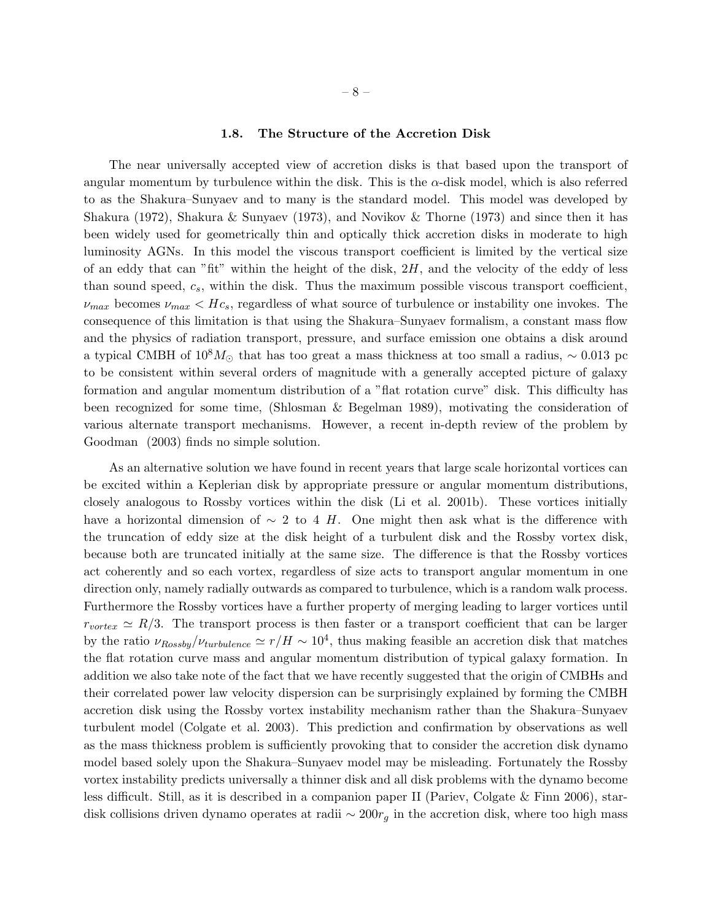### 1.8. The Structure of the Accretion Disk

The near universally accepted view of accretion disks is that based upon the transport of angular momentum by turbulence within the disk. This is the $\alpha$-disk model, which is also referred to as the Shakura–Sunyaev and to many is the standard model. This model was developed by Shakura (1972), Shakura & Sunyaev (1973), and Novikov & Thorne (1973) and since then it has been widely used for geometrically thin and optically thick accretion disks in moderate to high luminosity AGNs. In this model the viscous transport coefficient is limited by the vertical size of an eddy that can "fit" within the height of the disk, $2H$, and the velocity of the eddy of less than sound speed, $c_s$, within the disk. Thus the maximum possible viscous transport coefficient, $\nu_{max}$ becomes $\nu_{max} < Hc_s$, regardless of what source of turbulence or instability one invokes. The consequence of this limitation is that using the Shakura–Sunyaev formalism, a constant mass flow and the physics of radiation transport, pressure, and surface emission one obtains a disk around a typical CMBH of $10^8 M_\odot$ that has too great a mass thickness at too small a radius, $\sim 0.013$ pc to be consistent within several orders of magnitude with a generally accepted picture of galaxy formation and angular momentum distribution of a "flat rotation curve" disk. This difficulty has been recognized for some time, (Shlosman & Begelman 1989), motivating the consideration of various alternate transport mechanisms. However, a recent in-depth review of the problem by Goodman (2003) finds no simple solution.

As an alternative solution we have found in recent years that large scale horizontal vortices can be excited within a Keplerian disk by appropriate pressure or angular momentum distributions, closely analogous to Rossby vortices within the disk (Li et al. 2001b). These vortices initially have a horizontal dimension of $\sim 2$ to $4$ $H$. One might then ask what is the difference with the truncation of eddy size at the disk height of a turbulent disk and the Rossby vortex disk, because both are truncated initially at the same size. The difference is that the Rossby vortices act coherently and so each vortex, regardless of size acts to transport angular momentum in one direction only, namely radially outwards as compared to turbulence, which is a random walk process. Furthermore the Rossby vortices have a further property of merging leading to larger vortices until $r_{vortex} \simeq R/3$. The transport process is then faster or a transport coefficient that can be larger by the ratio $\nu_{Rossby}/\nu_{turbulence} \simeq r/H \sim 10^4$, thus making feasible an accretion disk that matches the flat rotation curve mass and angular momentum distribution of typical galaxy formation. In addition we also take note of the fact that we have recently suggested that the origin of CMBHs and their correlated power law velocity dispersion can be surprisingly explained by forming the CMBH accretion disk using the Rossby vortex instability mechanism rather than the Shakura–Sunyaev turbulent model (Colgate et al. 2003). This prediction and confirmation by observations as well as the mass thickness problem is sufficiently provoking that to consider the accretion disk dynamo model based solely upon the Shakura–Sunyaev model may be misleading. Fortunately the Rossby vortex instability predicts universally a thinner disk and all disk problems with the dynamo become less difficult. Still, as it is described in a companion paper II (Pariev, Colgate & Finn 2006), star-disk collisions driven dynamo operates at radii $\sim 200 r_g$ in the accretion disk, where too high mass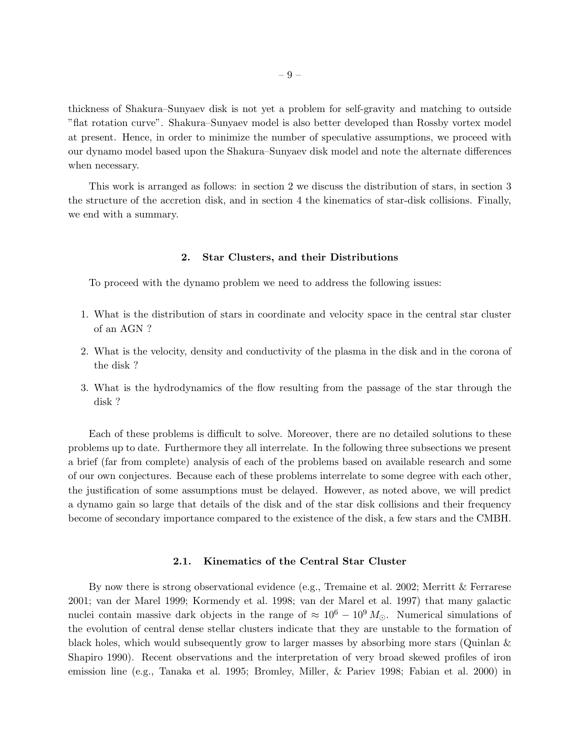thickness of Shakura–Sunyaev disk is not yet a problem for self-gravity and matching to outside "flat rotation curve". Shakura–Sunyaev model is also better developed than Rossby vortex model at present. Hence, in order to minimize the number of speculative assumptions, we proceed with our dynamo model based upon the Shakura–Sunyaev disk model and note the alternate differences when necessary.

This work is arranged as follows: in section 2 we discuss the distribution of stars, in section 3 the structure of the accretion disk, and in section 4 the kinematics of star-disk collisions. Finally, we end with a summary.

## 2. Star Clusters, and their Distributions

To proceed with the dynamo problem we need to address the following issues:

1. What is the distribution of stars in coordinate and velocity space in the central star cluster of an AGN ?
2. What is the velocity, density and conductivity of the plasma in the disk and in the corona of the disk ?
3. What is the hydrodynamics of the flow resulting from the passage of the star through the disk ?

Each of these problems is difficult to solve. Moreover, there are no detailed solutions to these problems up to date. Furthermore they all interrelate. In the following three subsections we present a brief (far from complete) analysis of each of the problems based on available research and some of our own conjectures. Because each of these problems interrelate to some degree with each other, the justification of some assumptions must be delayed. However, as noted above, we will predict a dynamo gain so large that details of the disk and of the star disk collisions and their frequency become of secondary importance compared to the existence of the disk, a few stars and the CMBH.

### 2.1. Kinematics of the Central Star Cluster

By now there is strong observational evidence (e.g., Tremaine et al. 2002; Merritt & Ferrarese 2001; van der Marel 1999; Kormendy et al. 1998; van der Marel et al. 1997) that many galactic nuclei contain massive dark objects in the range of $\approx 10^6 - 10^9\, M_\odot$. Numerical simulations of the evolution of central dense stellar clusters indicate that they are unstable to the formation of black holes, which would subsequently grow to larger masses by absorbing more stars (Quinlan & Shapiro 1990). Recent observations and the interpretation of very broad skewed profiles of iron emission line (e.g., Tanaka et al. 1995; Bromley, Miller, & Pariev 1998; Fabian et al. 2000) in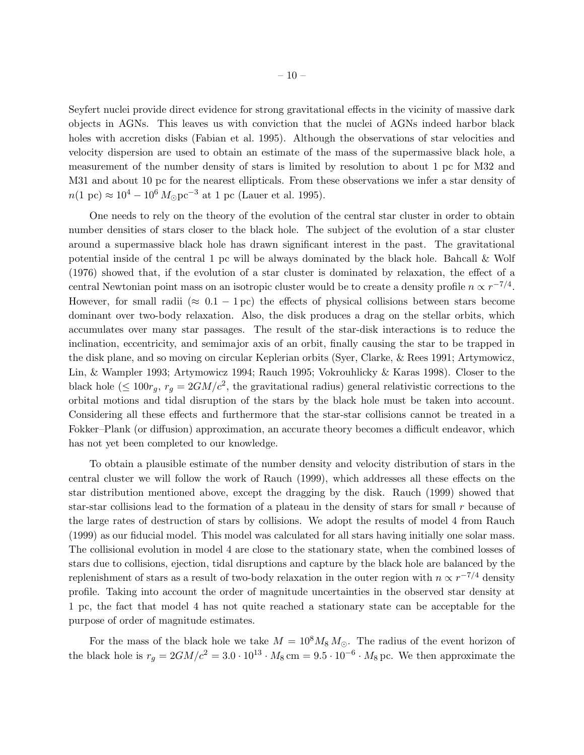Seyfert nuclei provide direct evidence for strong gravitational effects in the vicinity of massive dark objects in AGNs. This leaves us with conviction that the nuclei of AGNs indeed harbor black holes with accretion disks (Fabian et al. 1995). Although the observations of star velocities and velocity dispersion are used to obtain an estimate of the mass of the supermassive black hole, a measurement of the number density of stars is limited by resolution to about 1 pc for M32 and M31 and about 10 pc for the nearest ellipticals. From these observations we infer a star density of $n(1\ \mathrm{pc}) \approx 10^4 - 10^6\, M_{\odot}\mathrm{pc}^{-3}$ at 1 pc (Lauer et al. 1995).

One needs to rely on the theory of the evolution of the central star cluster in order to obtain number densities of stars closer to the black hole. The subject of the evolution of a star cluster around a supermassive black hole has drawn significant interest in the past. The gravitational potential inside of the central 1 pc will be always dominated by the black hole. Bahcall & Wolf (1976) showed that, if the evolution of a star cluster is dominated by relaxation, the effect of a central Newtonian point mass on an isotropic cluster would be to create a density profile $n \propto r^{-7/4}$. However, for small radii ($\approx 0.1 - 1\,\mathrm{pc}$) the effects of physical collisions between stars become dominant over two-body relaxation. Also, the disk produces a drag on the stellar orbits, which accumulates over many star passages. The result of the star-disk interactions is to reduce the inclination, eccentricity, and semimajor axis of an orbit, finally causing the star to be trapped in the disk plane, and so moving on circular Keplerian orbits (Syer, Clarke, & Rees 1991; Artymowicz, Lin, & Wampler 1993; Artymowicz 1994; Rauch 1995; Vokrouhlicky & Karas 1998). Closer to the black hole ($\leq 100 r_g$, $r_g = 2GM/c^2$, the gravitational radius) general relativistic corrections to the orbital motions and tidal disruption of the stars by the black hole must be taken into account. Considering all these effects and furthermore that the star-star collisions cannot be treated in a Fokker–Plank (or diffusion) approximation, an accurate theory becomes a difficult endeavor, which has not yet been completed to our knowledge.

To obtain a plausible estimate of the number density and velocity distribution of stars in the central cluster we will follow the work of Rauch (1999), which addresses all these effects on the star distribution mentioned above, except the dragging by the disk. Rauch (1999) showed that star-star collisions lead to the formation of a plateau in the density of stars for small $r$ because of the large rates of destruction of stars by collisions. We adopt the results of model 4 from Rauch (1999) as our fiducial model. This model was calculated for all stars having initially one solar mass. The collisional evolution in model 4 are close to the stationary state, when the combined losses of stars due to collisions, ejection, tidal disruptions and capture by the black hole are balanced by the replenishment of stars as a result of two-body relaxation in the outer region with $n \propto r^{-7/4}$ density profile. Taking into account the order of magnitude uncertainties in the observed star density at 1 pc, the fact that model 4 has not quite reached a stationary state can be acceptable for the purpose of order of magnitude estimates.

For the mass of the black hole we take $M = 10^8 M_8\, M_{\odot}$. The radius of the event horizon of the black hole is $r_g = 2GM/c^2 = 3.0 \cdot 10^{13} \cdot M_8\,\mathrm{cm} = 9.5 \cdot 10^{-6} \cdot M_8\,\mathrm{pc}$. We then approximate the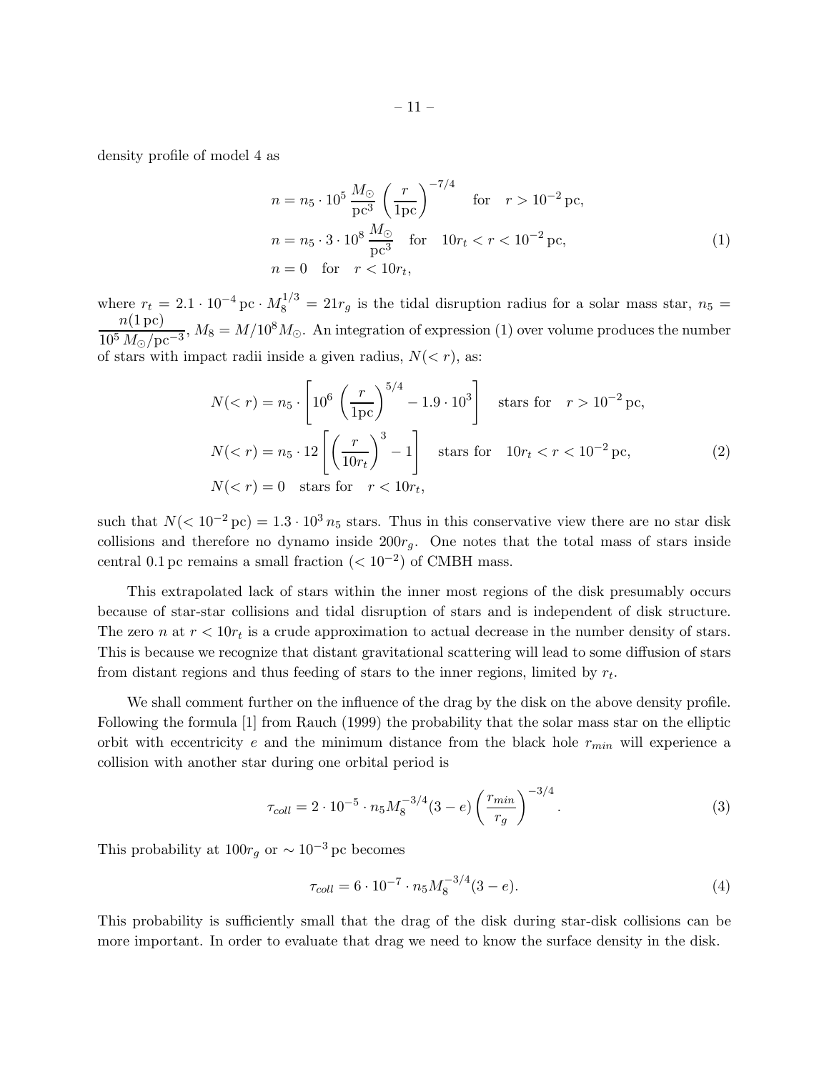density profile of model 4 as

$$
\begin{aligned}
n &= n_5 \cdot 10^5 \, \frac{M_\odot}{\mathrm{pc}^3} \left(\frac{r}{1\mathrm{pc}}\right)^{-7/4} \quad \text{for} \quad r > 10^{-2}\,\mathrm{pc}, \\
n &= n_5 \cdot 3 \cdot 10^8 \, \frac{M_\odot}{\mathrm{pc}^3} \quad \text{for} \quad 10 r_t < r < 10^{-2}\,\mathrm{pc}, \\
n &= 0 \quad \text{for} \quad r < 10 r_t,
\end{aligned}
\tag{1}
$$

where $r_t = 2.1 \cdot 10^{-4}\,\mathrm{pc} \cdot M_8^{1/3} = 21 r_g$ is the tidal disruption radius for a solar mass star, $n_5 = \dfrac{n(1\,\mathrm{pc})}{10^5\, M_\odot/\mathrm{pc}^{-3}}$, $M_8 = M/10^8 M_\odot$. An integration of expression (1) over volume produces the number of stars with impact radii inside a given radius, $N(<r)$, as:

$$
\begin{aligned}
N(<r) &= n_5 \cdot \left[ 10^6 \left(\frac{r}{1\mathrm{pc}}\right)^{5/4} - 1.9 \cdot 10^3 \right] \quad \text{stars for} \quad r > 10^{-2}\,\mathrm{pc}, \\
N(<r) &= n_5 \cdot 12 \left[ \left(\frac{r}{10 r_t}\right)^{3} - 1 \right] \quad \text{stars for} \quad 10 r_t < r < 10^{-2}\,\mathrm{pc}, \\
N(<r) &= 0 \quad \text{stars for} \quad r < 10 r_t,
\end{aligned}
\tag{2}
$$

such that $N(< 10^{-2}\,\mathrm{pc}) = 1.3 \cdot 10^3\, n_5$ stars. Thus in this conservative view there are no star disk collisions and therefore no dynamo inside $200 r_g$. One notes that the total mass of stars inside central $0.1\,\mathrm{pc}$ remains a small fraction ($< 10^{-2}$) of CMBH mass.

This extrapolated lack of stars within the inner most regions of the disk presumably occurs because of star-star collisions and tidal disruption of stars and is independent of disk structure. The zero $n$ at $r < 10 r_t$ is a crude approximation to actual decrease in the number density of stars. This is because we recognize that distant gravitational scattering will lead to some diffusion of stars from distant regions and thus feeding of stars to the inner regions, limited by $r_t$.

We shall comment further on the influence of the drag by the disk on the above density profile. Following the formula [1] from Rauch (1999) the probability that the solar mass star on the elliptic orbit with eccentricity $e$ and the minimum distance from the black hole $r_{min}$ will experience a collision with another star during one orbital period is

$$
\tau_{coll} = 2 \cdot 10^{-5} \cdot n_5 M_8^{-3/4} (3 - e) \left(\frac{r_{min}}{r_g}\right)^{-3/4}.
\tag{3}
$$

This probability at $100 r_g$ or $\sim 10^{-3}\,\mathrm{pc}$ becomes

$$
\tau_{coll} = 6 \cdot 10^{-7} \cdot n_5 M_8^{-3/4} (3 - e).
\tag{4}
$$

This probability is sufficiently small that the drag of the disk during star-disk collisions can be more important. In order to evaluate that drag we need to know the surface density in the disk.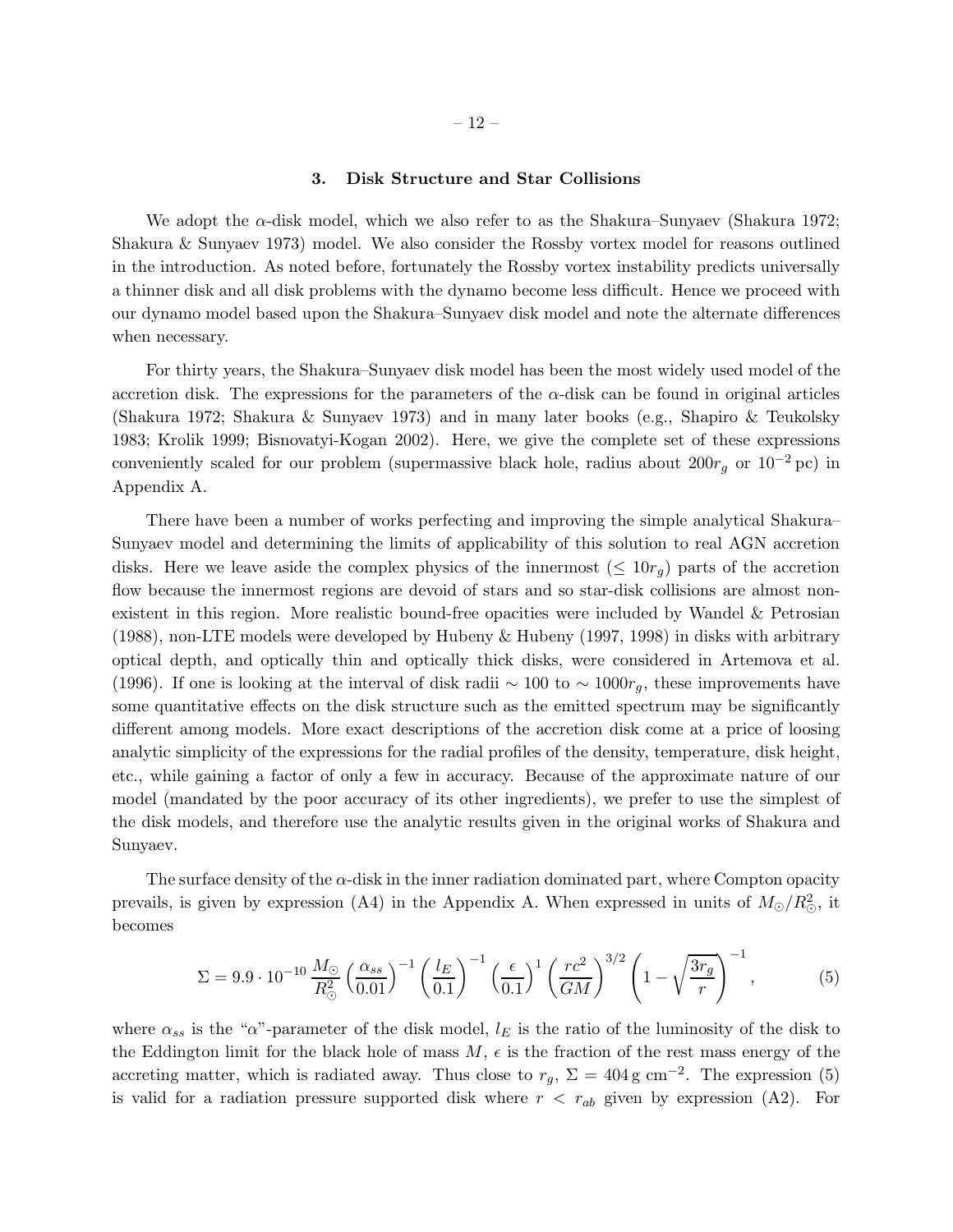## 3. Disk Structure and Star Collisions

We adopt the $\alpha$-disk model, which we also refer to as the Shakura–Sunyaev (Shakura 1972; Shakura & Sunyaev 1973) model. We also consider the Rossby vortex model for reasons outlined in the introduction. As noted before, fortunately the Rossby vortex instability predicts universally a thinner disk and all disk problems with the dynamo become less difficult. Hence we proceed with our dynamo model based upon the Shakura–Sunyaev disk model and note the alternate differences when necessary.

For thirty years, the Shakura–Sunyaev disk model has been the most widely used model of the accretion disk. The expressions for the parameters of the $\alpha$-disk can be found in original articles (Shakura 1972; Shakura & Sunyaev 1973) and in many later books (e.g., Shapiro & Teukolsky 1983; Krolik 1999; Bisnovatyi-Kogan 2002). Here, we give the complete set of these expressions conveniently scaled for our problem (supermassive black hole, radius about $200 r_g$ or $10^{-2}$ pc) in Appendix A.

There have been a number of works perfecting and improving the simple analytical Shakura–Sunyaev model and determining the limits of applicability of this solution to real AGN accretion disks. Here we leave aside the complex physics of the innermost ($\leq 10 r_g$) parts of the accretion flow because the innermost regions are devoid of stars and so star-disk collisions are almost non-existent in this region. More realistic bound-free opacities were included by Wandel & Petrosian (1988), non-LTE models were developed by Hubeny & Hubeny (1997, 1998) in disks with arbitrary optical depth, and optically thin and optically thick disks, were considered in Artemova et al. (1996). If one is looking at the interval of disk radii $\sim 100$ to $\sim 1000 r_g$, these improvements have some quantitative effects on the disk structure such as the emitted spectrum may be significantly different among models. More exact descriptions of the accretion disk come at a price of loosing analytic simplicity of the expressions for the radial profiles of the density, temperature, disk height, etc., while gaining a factor of only a few in accuracy. Because of the approximate nature of our model (mandated by the poor accuracy of its other ingredients), we prefer to use the simplest of the disk models, and therefore use the analytic results given in the original works of Shakura and Sunyaev.

The surface density of the $\alpha$-disk in the inner radiation dominated part, where Compton opacity prevails, is given by expression (A4) in the Appendix A. When expressed in units of $M_\odot/R_\odot^2$, it becomes

$$\Sigma = 9.9 \cdot 10^{-10} \, \frac{M_\odot}{R_\odot^2} \left(\frac{\alpha_{ss}}{0.01}\right)^{-1} \left(\frac{l_E}{0.1}\right)^{-1} \left(\frac{\epsilon}{0.1}\right)^{1} \left(\frac{rc^2}{GM}\right)^{3/2} \left(1 - \sqrt{\frac{3r_g}{r}}\right)^{-1}, \tag{5}$$

where $\alpha_{ss}$ is the "$\alpha$"-parameter of the disk model, $l_E$ is the ratio of the luminosity of the disk to the Eddington limit for the black hole of mass $M$, $\epsilon$ is the fraction of the rest mass energy of the accreting matter, which is radiated away. Thus close to $r_g$, $\Sigma = 404\,\mathrm{g\ cm}^{-2}$. The expression (5) is valid for a radiation pressure supported disk where $r < r_{ab}$ given by expression (A2). For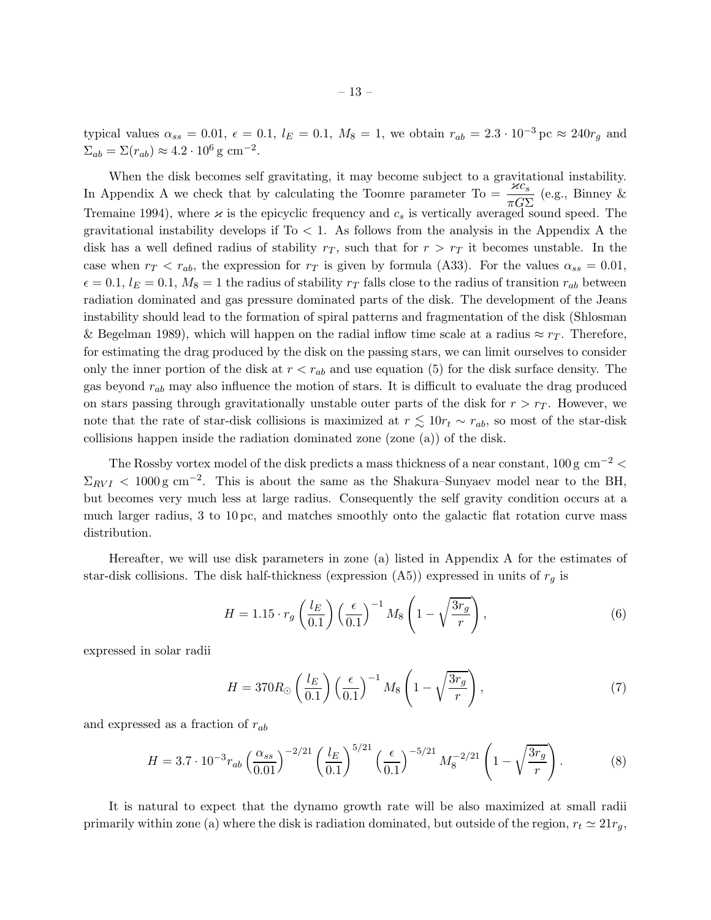typical values $\alpha_{ss} = 0.01$, $\epsilon = 0.1$, $l_E = 0.1$, $M_8 = 1$, we obtain $r_{ab} = 2.3 \cdot 10^{-3}\,\mathrm{pc} \approx 240 r_g$ and $\Sigma_{ab} = \Sigma(r_{ab}) \approx 4.2 \cdot 10^6\,\mathrm{g\ cm^{-2}}$.

When the disk becomes self gravitating, it may become subject to a gravitational instability. In Appendix A we check that by calculating the Toomre parameter $\mathrm{To} = \dfrac{\varkappa c_s}{\pi G \Sigma}$ (e.g., Binney & Tremaine 1994), where $\varkappa$ is the epicyclic frequency and $c_s$ is vertically averaged sound speed. The gravitational instability develops if $\mathrm{To} < 1$. As follows from the analysis in the Appendix A the disk has a well defined radius of stability $r_T$, such that for $r > r_T$ it becomes unstable. In the case when $r_T < r_{ab}$, the expression for $r_T$ is given by formula (A33). For the values $\alpha_{ss} = 0.01$, $\epsilon = 0.1$, $l_E = 0.1$, $M_8 = 1$ the radius of stability $r_T$ falls close to the radius of transition $r_{ab}$ between radiation dominated and gas pressure dominated parts of the disk. The development of the Jeans instability should lead to the formation of spiral patterns and fragmentation of the disk (Shlosman & Begelman 1989), which will happen on the radial inflow time scale at a radius $\approx r_T$. Therefore, for estimating the drag produced by the disk on the passing stars, we can limit ourselves to consider only the inner portion of the disk at $r < r_{ab}$ and use equation (5) for the disk surface density. The gas beyond $r_{ab}$ may also influence the motion of stars. It is difficult to evaluate the drag produced on stars passing through gravitationally unstable outer parts of the disk for $r > r_T$. However, we note that the rate of star-disk collisions is maximized at $r \lesssim 10 r_t \sim r_{ab}$, so most of the star-disk collisions happen inside the radiation dominated zone (zone (a)) of the disk.

The Rossby vortex model of the disk predicts a mass thickness of a near constant, $100\,\mathrm{g\ cm^{-2}} < \Sigma_{RVI} < 1000\,\mathrm{g\ cm^{-2}}$. This is about the same as the Shakura–Sunyaev model near to the BH, but becomes very much less at large radius. Consequently the self gravity condition occurs at a much larger radius, 3 to 10 pc, and matches smoothly onto the galactic flat rotation curve mass distribution.

Hereafter, we will use disk parameters in zone (a) listed in Appendix A for the estimates of star-disk collisions. The disk half-thickness (expression (A5)) expressed in units of $r_g$ is

$$H = 1.15 \cdot r_g \left(\frac{l_E}{0.1}\right)\left(\frac{\epsilon}{0.1}\right)^{-1} M_8 \left(1 - \sqrt{\frac{3r_g}{r}}\right), \tag{6}$$

expressed in solar radii

$$H = 370 R_\odot \left(\frac{l_E}{0.1}\right)\left(\frac{\epsilon}{0.1}\right)^{-1} M_8 \left(1 - \sqrt{\frac{3r_g}{r}}\right), \tag{7}$$

and expressed as a fraction of $r_{ab}$

$$H = 3.7 \cdot 10^{-3} r_{ab} \left(\frac{\alpha_{ss}}{0.01}\right)^{-2/21}\left(\frac{l_E}{0.1}\right)^{5/21}\left(\frac{\epsilon}{0.1}\right)^{-5/21} M_8^{-2/21} \left(1 - \sqrt{\frac{3r_g}{r}}\right). \tag{8}$$

It is natural to expect that the dynamo growth rate will be also maximized at small radii primarily within zone (a) where the disk is radiation dominated, but outside of the region, $r_t \simeq 21 r_g$,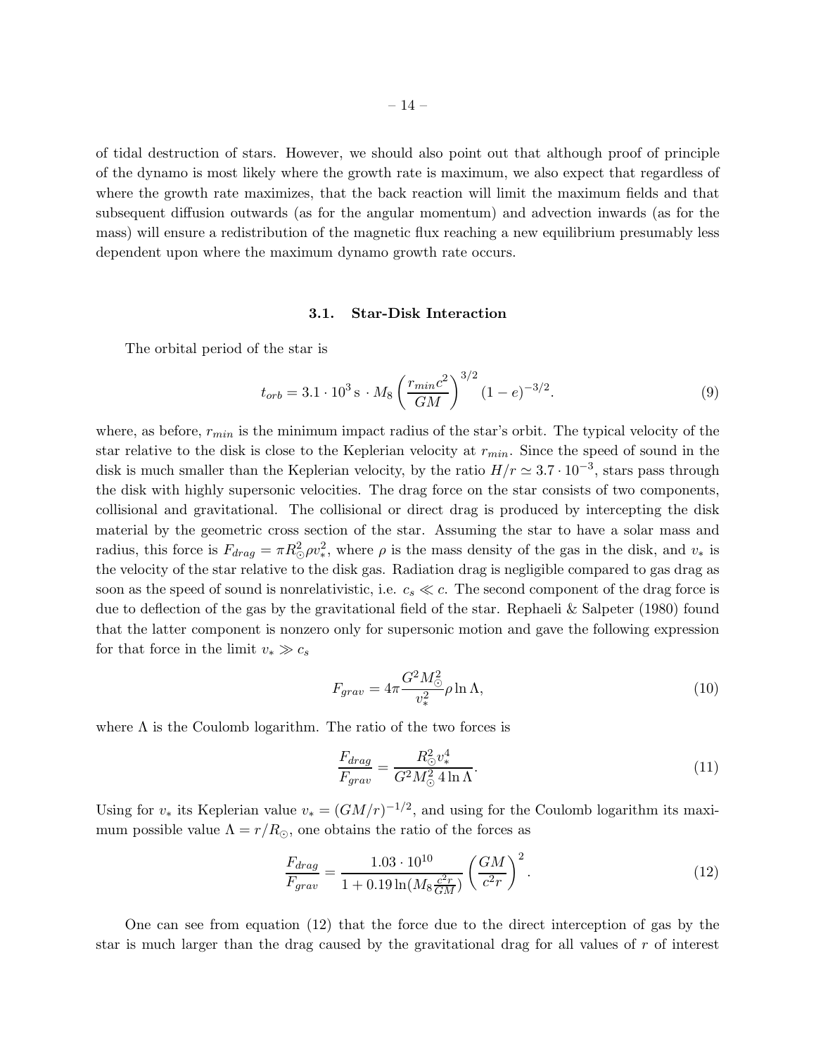of tidal destruction of stars. However, we should also point out that although proof of principle of the dynamo is most likely where the growth rate is maximum, we also expect that regardless of where the growth rate maximizes, that the back reaction will limit the maximum fields and that subsequent diffusion outwards (as for the angular momentum) and advection inwards (as for the mass) will ensure a redistribution of the magnetic flux reaching a new equilibrium presumably less dependent upon where the maximum dynamo growth rate occurs.

### 3.1. Star-Disk Interaction

The orbital period of the star is

$$t_{orb} = 3.1 \cdot 10^3 \,\mathrm{s} \cdot M_8 \left( \frac{r_{min} c^2}{GM} \right)^{3/2} (1-e)^{-3/2}. \tag{9}$$

where, as before, $r_{min}$ is the minimum impact radius of the star's orbit. The typical velocity of the star relative to the disk is close to the Keplerian velocity at $r_{min}$. Since the speed of sound in the disk is much smaller than the Keplerian velocity, by the ratio $H/r \simeq 3.7 \cdot 10^{-3}$, stars pass through the disk with highly supersonic velocities. The drag force on the star consists of two components, collisional and gravitational. The collisional or direct drag is produced by intercepting the disk material by the geometric cross section of the star. Assuming the star to have a solar mass and radius, this force is $F_{drag} = \pi R_\odot^2 \rho v_*^2$, where $\rho$ is the mass density of the gas in the disk, and $v_*$ is the velocity of the star relative to the disk gas. Radiation drag is negligible compared to gas drag as soon as the speed of sound is nonrelativistic, i.e. $c_s \ll c$. The second component of the drag force is due to deflection of the gas by the gravitational field of the star. Rephaeli & Salpeter (1980) found that the latter component is nonzero only for supersonic motion and gave the following expression for that force in the limit $v_* \gg c_s$

$$F_{grav} = 4\pi \frac{G^2 M_\odot^2}{v_*^2} \rho \ln \Lambda, \tag{10}$$

where $\Lambda$ is the Coulomb logarithm. The ratio of the two forces is

$$\frac{F_{drag}}{F_{grav}} = \frac{R_\odot^2 v_*^4}{G^2 M_\odot^2 \, 4 \ln \Lambda}. \tag{11}$$

Using for $v_*$ its Keplerian value $v_* = (GM/r)^{-1/2}$, and using for the Coulomb logarithm its maximum possible value $\Lambda = r/R_\odot$, one obtains the ratio of the forces as

$$\frac{F_{drag}}{F_{grav}} = \frac{1.03 \cdot 10^{10}}{1 + 0.19 \ln(M_8 \frac{c^2 r}{GM})} \left( \frac{GM}{c^2 r} \right)^2. \tag{12}$$

One can see from equation (12) that the force due to the direct interception of gas by the star is much larger than the drag caused by the gravitational drag for all values of $r$ of interest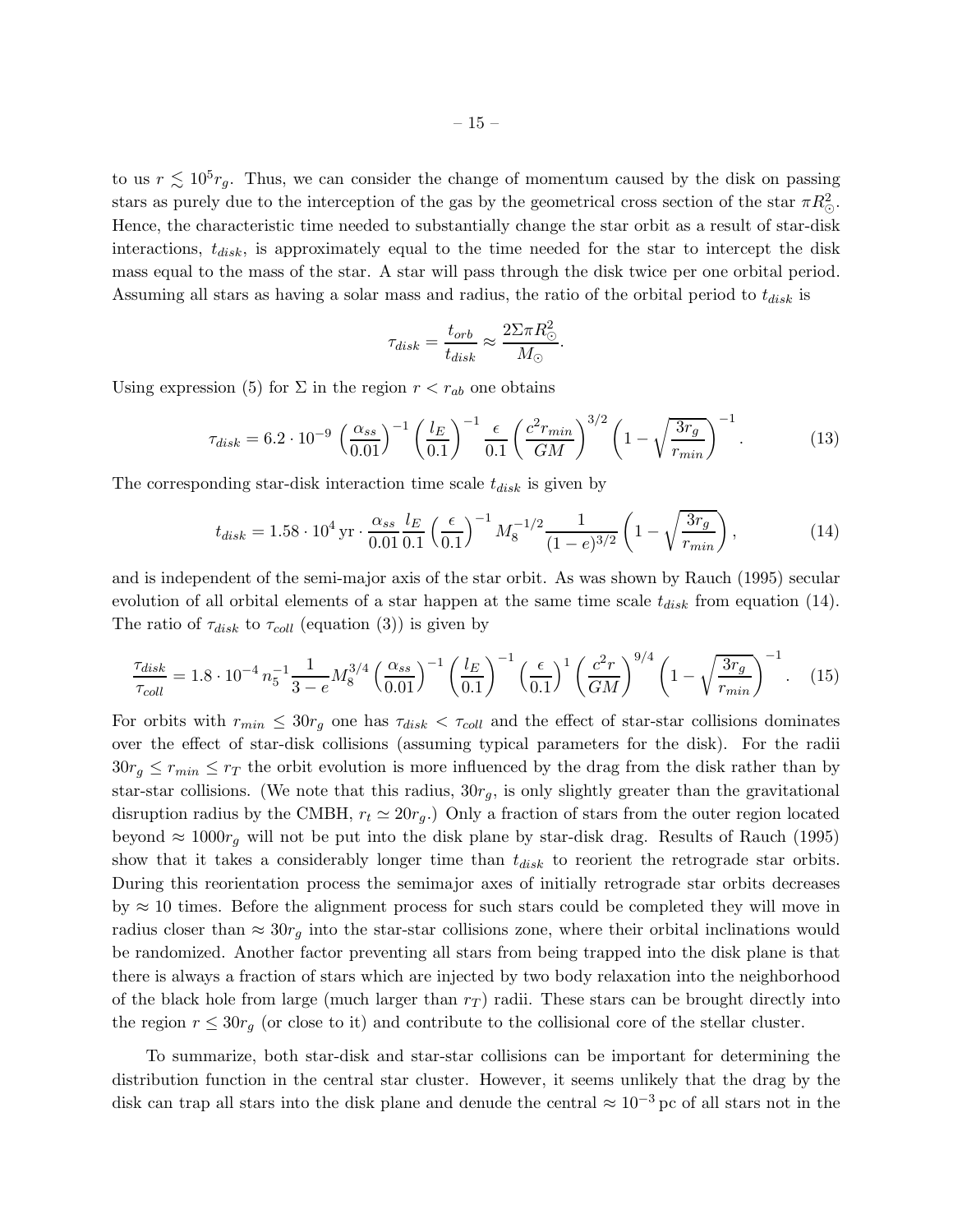to us $r \lesssim 10^5 r_g$. Thus, we can consider the change of momentum caused by the disk on passing stars as purely due to the interception of the gas by the geometrical cross section of the star $\pi R_\odot^2$. Hence, the characteristic time needed to substantially change the star orbit as a result of star-disk interactions, $t_{disk}$, is approximately equal to the time needed for the star to intercept the disk mass equal to the mass of the star. A star will pass through the disk twice per one orbital period. Assuming all stars as having a solar mass and radius, the ratio of the orbital period to $t_{disk}$ is

$$\tau_{disk} = \frac{t_{orb}}{t_{disk}} \approx \frac{2\Sigma \pi R_\odot^2}{M_\odot}.$$

Using expression (5) for $\Sigma$ in the region $r < r_{ab}$ one obtains

$$\tau_{disk} = 6.2 \cdot 10^{-9} \left(\frac{\alpha_{ss}}{0.01}\right)^{-1} \left(\frac{l_E}{0.1}\right)^{-1} \frac{\epsilon}{0.1} \left(\frac{c^2 r_{min}}{GM}\right)^{3/2} \left(1 - \sqrt{\frac{3r_g}{r_{min}}}\right)^{-1}. \tag{13}$$

The corresponding star-disk interaction time scale $t_{disk}$ is given by

$$t_{disk} = 1.58 \cdot 10^4 \,\mathrm{yr} \cdot \frac{\alpha_{ss}}{0.01} \frac{l_E}{0.1} \left(\frac{\epsilon}{0.1}\right)^{-1} M_8^{-1/2} \frac{1}{(1-e)^{3/2}} \left(1 - \sqrt{\frac{3r_g}{r_{min}}}\right), \tag{14}$$

and is independent of the semi-major axis of the star orbit. As was shown by Rauch (1995) secular evolution of all orbital elements of a star happen at the same time scale $t_{disk}$ from equation (14). The ratio of $\tau_{disk}$ to $\tau_{coll}$ (equation (3)) is given by

$$\frac{\tau_{disk}}{\tau_{coll}} = 1.8 \cdot 10^{-4} \, n_5^{-1} \frac{1}{3-e} M_8^{3/4} \left(\frac{\alpha_{ss}}{0.01}\right)^{-1} \left(\frac{l_E}{0.1}\right)^{-1} \left(\frac{\epsilon}{0.1}\right)^{1} \left(\frac{c^2 r}{GM}\right)^{9/4} \left(1 - \sqrt{\frac{3r_g}{r_{min}}}\right)^{-1}. \tag{15}$$

For orbits with $r_{min} \leq 30 r_g$ one has $\tau_{disk} < \tau_{coll}$ and the effect of star-star collisions dominates over the effect of star-disk collisions (assuming typical parameters for the disk). For the radii $30 r_g \leq r_{min} \leq r_T$ the orbit evolution is more influenced by the drag from the disk rather than by star-star collisions. (We note that this radius, $30 r_g$, is only slightly greater than the gravitational disruption radius by the CMBH, $r_t \simeq 20 r_g$.) Only a fraction of stars from the outer region located beyond $\approx 1000 r_g$ will not be put into the disk plane by star-disk drag. Results of Rauch (1995) show that it takes a considerably longer time than $t_{disk}$ to reorient the retrograde star orbits. During this reorientation process the semimajor axes of initially retrograde star orbits decreases by $\approx 10$ times. Before the alignment process for such stars could be completed they will move in radius closer than $\approx 30 r_g$ into the star-star collisions zone, where their orbital inclinations would be randomized. Another factor preventing all stars from being trapped into the disk plane is that there is always a fraction of stars which are injected by two body relaxation into the neighborhood of the black hole from large (much larger than $r_T$) radii. These stars can be brought directly into the region $r \leq 30 r_g$ (or close to it) and contribute to the collisional core of the stellar cluster.

To summarize, both star-disk and star-star collisions can be important for determining the distribution function in the central star cluster. However, it seems unlikely that the drag by the disk can trap all stars into the disk plane and denude the central $\approx 10^{-3}$ pc of all stars not in the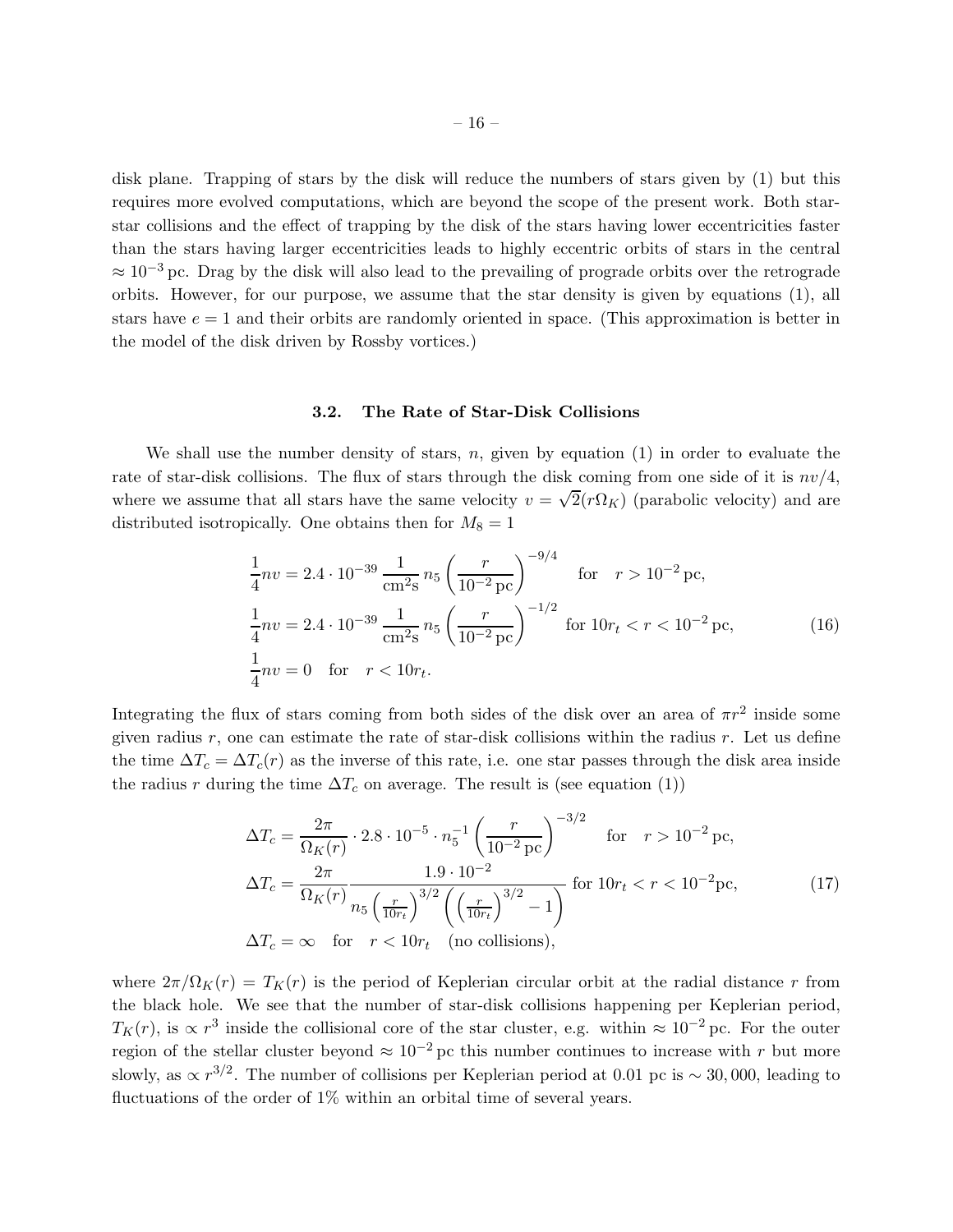disk plane. Trapping of stars by the disk will reduce the numbers of stars given by (1) but this requires more evolved computations, which are beyond the scope of the present work. Both star-star collisions and the effect of trapping by the disk of the stars having lower eccentricities faster than the stars having larger eccentricities leads to highly eccentric orbits of stars in the central $\approx 10^{-3}$ pc. Drag by the disk will also lead to the prevailing of prograde orbits over the retrograde orbits. However, for our purpose, we assume that the star density is given by equations (1), all stars have $e = 1$ and their orbits are randomly oriented in space. (This approximation is better in the model of the disk driven by Rossby vortices.)

### 3.2. The Rate of Star-Disk Collisions

We shall use the number density of stars, $n$, given by equation (1) in order to evaluate the rate of star-disk collisions. The flux of stars through the disk coming from one side of it is $nv/4$, where we assume that all stars have the same velocity $v = \sqrt{2}(r\Omega_K)$ (parabolic velocity) and are distributed isotropically. One obtains then for $M_8 = 1$

$$
\begin{aligned}
&\frac{1}{4}nv = 2.4 \cdot 10^{-39}\,\frac{1}{\mathrm{cm^2 s}}\,n_5 \left(\frac{r}{10^{-2}\,\mathrm{pc}}\right)^{-9/4} \quad \text{for} \quad r > 10^{-2}\,\mathrm{pc}, \\
&\frac{1}{4}nv = 2.4 \cdot 10^{-39}\,\frac{1}{\mathrm{cm^2 s}}\,n_5 \left(\frac{r}{10^{-2}\,\mathrm{pc}}\right)^{-1/2} \quad \text{for } 10r_t < r < 10^{-2}\,\mathrm{pc}, \\
&\frac{1}{4}nv = 0 \quad \text{for} \quad r < 10r_t.
\end{aligned}
\tag{16}
$$

Integrating the flux of stars coming from both sides of the disk over an area of $\pi r^2$ inside some given radius $r$, one can estimate the rate of star-disk collisions within the radius $r$. Let us define the time $\Delta T_c = \Delta T_c(r)$ as the inverse of this rate, i.e. one star passes through the disk area inside the radius $r$ during the time $\Delta T_c$ on average. The result is (see equation (1))

$$
\begin{aligned}
&\Delta T_c = \frac{2\pi}{\Omega_K(r)} \cdot 2.8 \cdot 10^{-5} \cdot n_5^{-1} \left(\frac{r}{10^{-2}\,\mathrm{pc}}\right)^{-3/2} \quad \text{for} \quad r > 10^{-2}\,\mathrm{pc}, \\
&\Delta T_c = \frac{2\pi}{\Omega_K(r)} \frac{1.9 \cdot 10^{-2}}{n_5 \left(\frac{r}{10r_t}\right)^{3/2} \left(\left(\frac{r}{10r_t}\right)^{3/2} - 1\right)} \text{ for } 10r_t < r < 10^{-2}\mathrm{pc}, \\
&\Delta T_c = \infty \quad \text{for} \quad r < 10r_t \quad \text{(no collisions)},
\end{aligned}
\tag{17}
$$

where $2\pi/\Omega_K(r) = T_K(r)$ is the period of Keplerian circular orbit at the radial distance $r$ from the black hole. We see that the number of star-disk collisions happening per Keplerian period, $T_K(r)$, is $\propto r^3$ inside the collisional core of the star cluster, e.g. within $\approx 10^{-2}$ pc. For the outer region of the stellar cluster beyond $\approx 10^{-2}$ pc this number continues to increase with $r$ but more slowly, as $\propto r^{3/2}$. The number of collisions per Keplerian period at 0.01 pc is $\sim 30{,}000$, leading to fluctuations of the order of 1% within an orbital time of several years.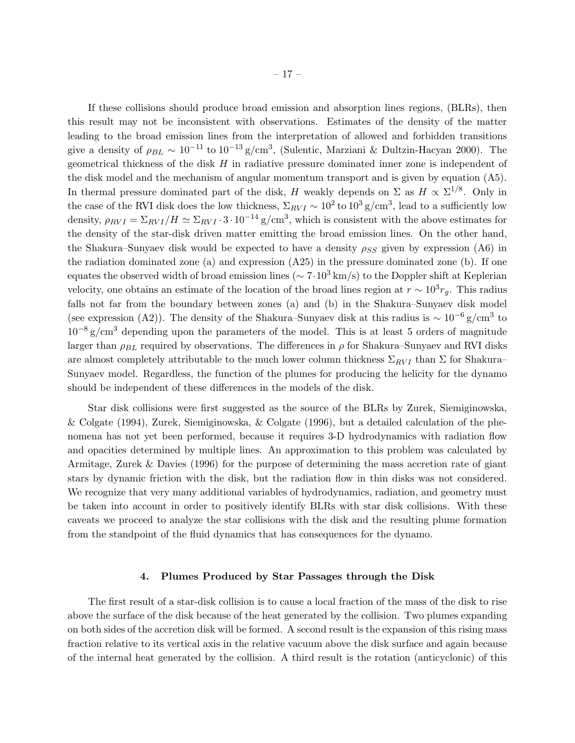If these collisions should produce broad emission and absorption lines regions, (BLRs), then this result may not be inconsistent with observations. Estimates of the density of the matter leading to the broad emission lines from the interpretation of allowed and forbidden transitions give a density of $\rho_{BL} \sim 10^{-11}$ to $10^{-13}\,\mathrm{g/cm^3}$, (Sulentic, Marziani & Dultzin-Hacyan 2000). The geometrical thickness of the disk $H$ in radiative pressure dominated inner zone is independent of the disk model and the mechanism of angular momentum transport and is given by equation (A5). In thermal pressure dominated part of the disk, $H$ weakly depends on $\Sigma$ as $H \propto \Sigma^{1/8}$. Only in the case of the RVI disk does the low thickness, $\Sigma_{RVI} \sim 10^2$ to $10^3\,\mathrm{g/cm^3}$, lead to a sufficiently low density, $\rho_{RVI} = \Sigma_{RVI}/H \simeq \Sigma_{RVI} \cdot 3 \cdot 10^{-14}\,\mathrm{g/cm^3}$, which is consistent with the above estimates for the density of the star-disk driven matter emitting the broad emission lines. On the other hand, the Shakura–Sunyaev disk would be expected to have a density $\rho_{SS}$ given by expression (A6) in the radiation dominated zone (a) and expression (A25) in the pressure dominated zone (b). If one equates the observed width of broad emission lines ($\sim 7 \cdot 10^3\,\mathrm{km/s}$) to the Doppler shift at Keplerian velocity, one obtains an estimate of the location of the broad lines region at $r \sim 10^3 r_g$. This radius falls not far from the boundary between zones (a) and (b) in the Shakura–Sunyaev disk model (see expression (A2)). The density of the Shakura–Sunyaev disk at this radius is $\sim 10^{-6}\,\mathrm{g/cm^3}$ to $10^{-8}\,\mathrm{g/cm^3}$ depending upon the parameters of the model. This is at least 5 orders of magnitude larger than $\rho_{BL}$ required by observations. The differences in $\rho$ for Shakura–Sunyaev and RVI disks are almost completely attributable to the much lower column thickness $\Sigma_{RVI}$ than $\Sigma$ for Shakura–Sunyaev model. Regardless, the function of the plumes for producing the helicity for the dynamo should be independent of these differences in the models of the disk.

Star disk collisions were first suggested as the source of the BLRs by Zurek, Siemiginowska, & Colgate (1994), Zurek, Siemiginowska, & Colgate (1996), but a detailed calculation of the phenomena has not yet been performed, because it requires 3-D hydrodynamics with radiation flow and opacities determined by multiple lines. An approximation to this problem was calculated by Armitage, Zurek & Davies (1996) for the purpose of determining the mass accretion rate of giant stars by dynamic friction with the disk, but the radiation flow in thin disks was not considered. We recognize that very many additional variables of hydrodynamics, radiation, and geometry must be taken into account in order to positively identify BLRs with star disk collisions. With these caveats we proceed to analyze the star collisions with the disk and the resulting plume formation from the standpoint of the fluid dynamics that has consequences for the dynamo.

## 4. Plumes Produced by Star Passages through the Disk

The first result of a star-disk collision is to cause a local fraction of the mass of the disk to rise above the surface of the disk because of the heat generated by the collision. Two plumes expanding on both sides of the accretion disk will be formed. A second result is the expansion of this rising mass fraction relative to its vertical axis in the relative vacuum above the disk surface and again because of the internal heat generated by the collision. A third result is the rotation (anticyclonic) of this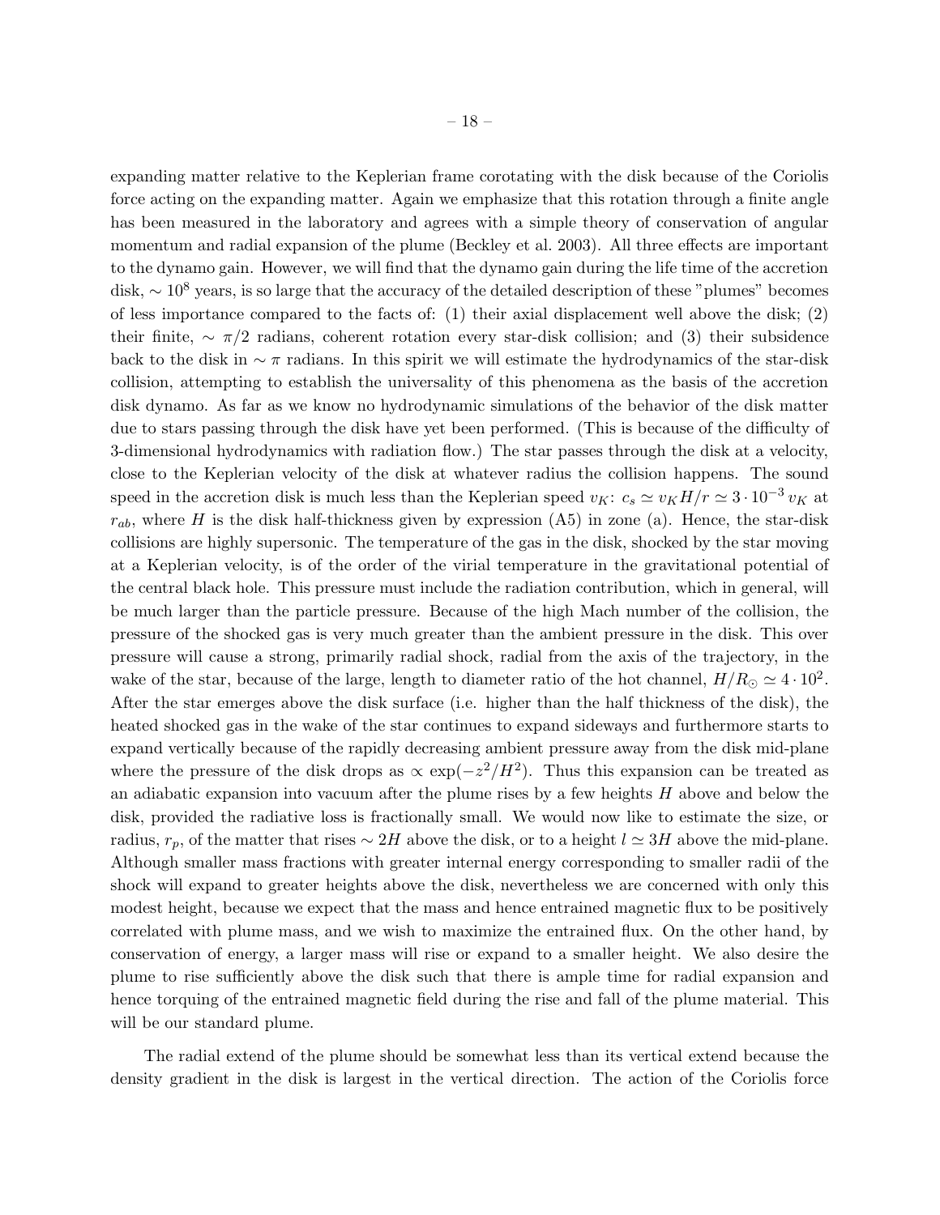expanding matter relative to the Keplerian frame corotating with the disk because of the Coriolis force acting on the expanding matter. Again we emphasize that this rotation through a finite angle has been measured in the laboratory and agrees with a simple theory of conservation of angular momentum and radial expansion of the plume (Beckley et al. 2003). All three effects are important to the dynamo gain. However, we will find that the dynamo gain during the life time of the accretion disk, $\sim 10^8$ years, is so large that the accuracy of the detailed description of these "plumes" becomes of less importance compared to the facts of: (1) their axial displacement well above the disk; (2) their finite, $\sim \pi/2$ radians, coherent rotation every star-disk collision; and (3) their subsidence back to the disk in $\sim \pi$ radians. In this spirit we will estimate the hydrodynamics of the star-disk collision, attempting to establish the universality of this phenomena as the basis of the accretion disk dynamo. As far as we know no hydrodynamic simulations of the behavior of the disk matter due to stars passing through the disk have yet been performed. (This is because of the difficulty of 3-dimensional hydrodynamics with radiation flow.) The star passes through the disk at a velocity, close to the Keplerian velocity of the disk at whatever radius the collision happens. The sound speed in the accretion disk is much less than the Keplerian speed $v_K$: $c_s \simeq v_K H/r \simeq 3 \cdot 10^{-3}\, v_K$ at $r_{ab}$, where $H$ is the disk half-thickness given by expression (A5) in zone (a). Hence, the star-disk collisions are highly supersonic. The temperature of the gas in the disk, shocked by the star moving at a Keplerian velocity, is of the order of the virial temperature in the gravitational potential of the central black hole. This pressure must include the radiation contribution, which in general, will be much larger than the particle pressure. Because of the high Mach number of the collision, the pressure of the shocked gas is very much greater than the ambient pressure in the disk. This over pressure will cause a strong, primarily radial shock, radial from the axis of the trajectory, in the wake of the star, because of the large, length to diameter ratio of the hot channel, $H/R_{\odot} \simeq 4 \cdot 10^2$. After the star emerges above the disk surface (i.e. higher than the half thickness of the disk), the heated shocked gas in the wake of the star continues to expand sideways and furthermore starts to expand vertically because of the rapidly decreasing ambient pressure away from the disk mid-plane where the pressure of the disk drops as $\propto \exp(-z^2/H^2)$. Thus this expansion can be treated as an adiabatic expansion into vacuum after the plume rises by a few heights $H$ above and below the disk, provided the radiative loss is fractionally small. We would now like to estimate the size, or radius, $r_p$, of the matter that rises $\sim 2H$ above the disk, or to a height $l \simeq 3H$ above the mid-plane. Although smaller mass fractions with greater internal energy corresponding to smaller radii of the shock will expand to greater heights above the disk, nevertheless we are concerned with only this modest height, because we expect that the mass and hence entrained magnetic flux to be positively correlated with plume mass, and we wish to maximize the entrained flux. On the other hand, by conservation of energy, a larger mass will rise or expand to a smaller height. We also desire the plume to rise sufficiently above the disk such that there is ample time for radial expansion and hence torquing of the entrained magnetic field during the rise and fall of the plume material. This will be our standard plume.

The radial extend of the plume should be somewhat less than its vertical extend because the density gradient in the disk is largest in the vertical direction. The action of the Coriolis force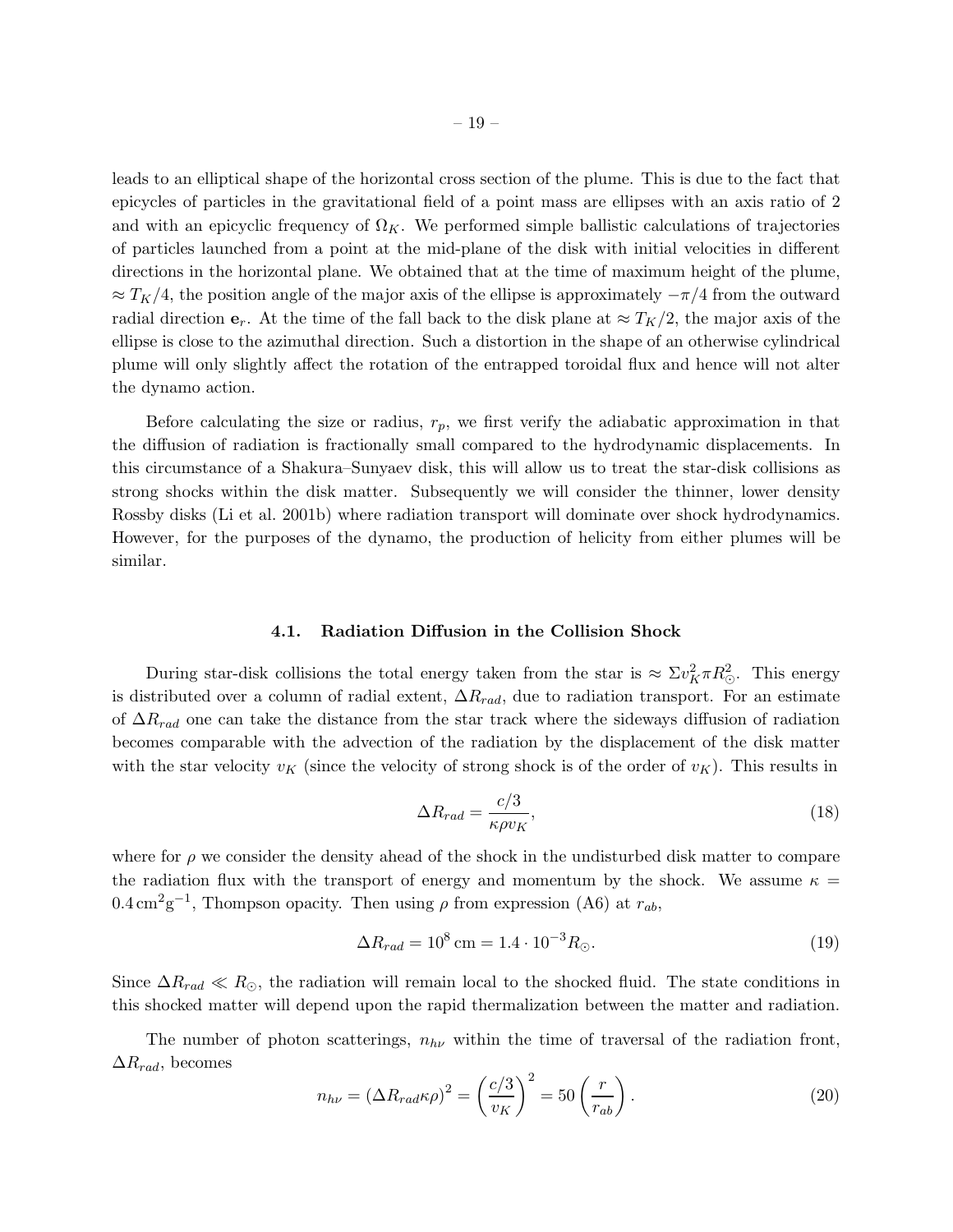leads to an elliptical shape of the horizontal cross section of the plume. This is due to the fact that epicycles of particles in the gravitational field of a point mass are ellipses with an axis ratio of 2 and with an epicyclic frequency of $\Omega_K$. We performed simple ballistic calculations of trajectories of particles launched from a point at the mid-plane of the disk with initial velocities in different directions in the horizontal plane. We obtained that at the time of maximum height of the plume, $\approx T_K/4$, the position angle of the major axis of the ellipse is approximately $-\pi/4$ from the outward radial direction $\mathbf{e}_r$. At the time of the fall back to the disk plane at $\approx T_K/2$, the major axis of the ellipse is close to the azimuthal direction. Such a distortion in the shape of an otherwise cylindrical plume will only slightly affect the rotation of the entrapped toroidal flux and hence will not alter the dynamo action.

Before calculating the size or radius, $r_p$, we first verify the adiabatic approximation in that the diffusion of radiation is fractionally small compared to the hydrodynamic displacements. In this circumstance of a Shakura–Sunyaev disk, this will allow us to treat the star-disk collisions as strong shocks within the disk matter. Subsequently we will consider the thinner, lower density Rossby disks (Li et al. 2001b) where radiation transport will dominate over shock hydrodynamics. However, for the purposes of the dynamo, the production of helicity from either plumes will be similar.

### 4.1. Radiation Diffusion in the Collision Shock

During star-disk collisions the total energy taken from the star is $\approx \Sigma v_K^2 \pi R_\odot^2$. This energy is distributed over a column of radial extent, $\Delta R_{rad}$, due to radiation transport. For an estimate of $\Delta R_{rad}$ one can take the distance from the star track where the sideways diffusion of radiation becomes comparable with the advection of the radiation by the displacement of the disk matter with the star velocity $v_K$ (since the velocity of strong shock is of the order of $v_K$). This results in

$$\Delta R_{rad} = \frac{c/3}{\kappa \rho v_K}, \tag{18}$$

where for $\rho$ we consider the density ahead of the shock in the undisturbed disk matter to compare the radiation flux with the transport of energy and momentum by the shock. We assume $\kappa = 0.4\,\mathrm{cm}^2\mathrm{g}^{-1}$, Thompson opacity. Then using $\rho$ from expression (A6) at $r_{ab}$,

$$\Delta R_{rad} = 10^8\,\mathrm{cm} = 1.4 \cdot 10^{-3} R_\odot. \tag{19}$$

Since $\Delta R_{rad} \ll R_\odot$, the radiation will remain local to the shocked fluid. The state conditions in this shocked matter will depend upon the rapid thermalization between the matter and radiation.

The number of photon scatterings, $n_{h\nu}$ within the time of traversal of the radiation front, $\Delta R_{rad}$, becomes

$$n_{h\nu} = (\Delta R_{rad} \kappa \rho)^2 = \left(\frac{c/3}{v_K}\right)^2 = 50 \left(\frac{r}{r_{ab}}\right). \tag{20}$$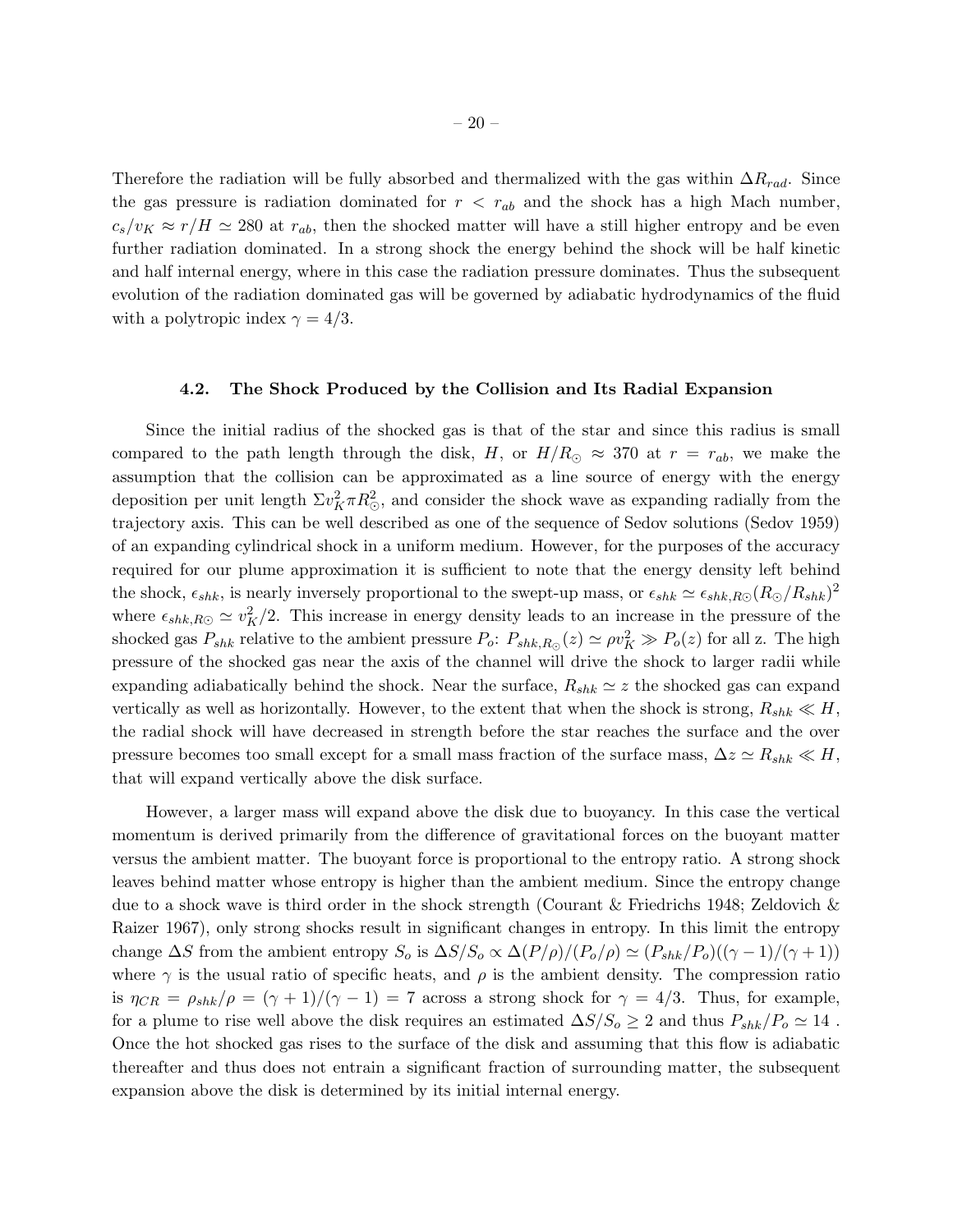Therefore the radiation will be fully absorbed and thermalized with the gas within $\Delta R_{rad}$. Since the gas pressure is radiation dominated for $r < r_{ab}$ and the shock has a high Mach number, $c_s/v_K \approx r/H \simeq 280$ at $r_{ab}$, then the shocked matter will have a still higher entropy and be even further radiation dominated. In a strong shock the energy behind the shock will be half kinetic and half internal energy, where in this case the radiation pressure dominates. Thus the subsequent evolution of the radiation dominated gas will be governed by adiabatic hydrodynamics of the fluid with a polytropic index $\gamma = 4/3$.

### 4.2. The Shock Produced by the Collision and Its Radial Expansion

Since the initial radius of the shocked gas is that of the star and since this radius is small compared to the path length through the disk, $H$, or $H/R_\odot \approx 370$ at $r = r_{ab}$, we make the assumption that the collision can be approximated as a line source of energy with the energy deposition per unit length $\Sigma v_K^2 \pi R_\odot^2$, and consider the shock wave as expanding radially from the trajectory axis. This can be well described as one of the sequence of Sedov solutions (Sedov 1959) of an expanding cylindrical shock in a uniform medium. However, for the purposes of the accuracy required for our plume approximation it is sufficient to note that the energy density left behind the shock, $\epsilon_{shk}$, is nearly inversely proportional to the swept-up mass, or $\epsilon_{shk} \simeq \epsilon_{shk,R\odot}(R_\odot/R_{shk})^2$ where $\epsilon_{shk,R\odot} \simeq v_K^2/2$. This increase in energy density leads to an increase in the pressure of the shocked gas $P_{shk}$ relative to the ambient pressure $P_o$: $P_{shk,R_\odot}(z) \simeq \rho v_K^2 \gg P_o(z)$ for all z. The high pressure of the shocked gas near the axis of the channel will drive the shock to larger radii while expanding adiabatically behind the shock. Near the surface, $R_{shk} \simeq z$ the shocked gas can expand vertically as well as horizontally. However, to the extent that when the shock is strong, $R_{shk} \ll H$, the radial shock will have decreased in strength before the star reaches the surface and the over pressure becomes too small except for a small mass fraction of the surface mass, $\Delta z \simeq R_{shk} \ll H$, that will expand vertically above the disk surface.

However, a larger mass will expand above the disk due to buoyancy. In this case the vertical momentum is derived primarily from the difference of gravitational forces on the buoyant matter versus the ambient matter. The buoyant force is proportional to the entropy ratio. A strong shock leaves behind matter whose entropy is higher than the ambient medium. Since the entropy change due to a shock wave is third order in the shock strength (Courant & Friedrichs 1948; Zeldovich & Raizer 1967), only strong shocks result in significant changes in entropy. In this limit the entropy change $\Delta S$ from the ambient entropy $S_o$ is $\Delta S/S_o \propto \Delta(P/\rho)/(P_o/\rho) \simeq (P_{shk}/P_o)((\gamma-1)/(\gamma+1))$ where $\gamma$ is the usual ratio of specific heats, and $\rho$ is the ambient density. The compression ratio is $\eta_{CR} = \rho_{shk}/\rho = (\gamma+1)/(\gamma-1) = 7$ across a strong shock for $\gamma = 4/3$. Thus, for example, for a plume to rise well above the disk requires an estimated $\Delta S/S_o \geq 2$ and thus $P_{shk}/P_o \simeq 14$ . Once the hot shocked gas rises to the surface of the disk and assuming that this flow is adiabatic thereafter and thus does not entrain a significant fraction of surrounding matter, the subsequent expansion above the disk is determined by its initial internal energy.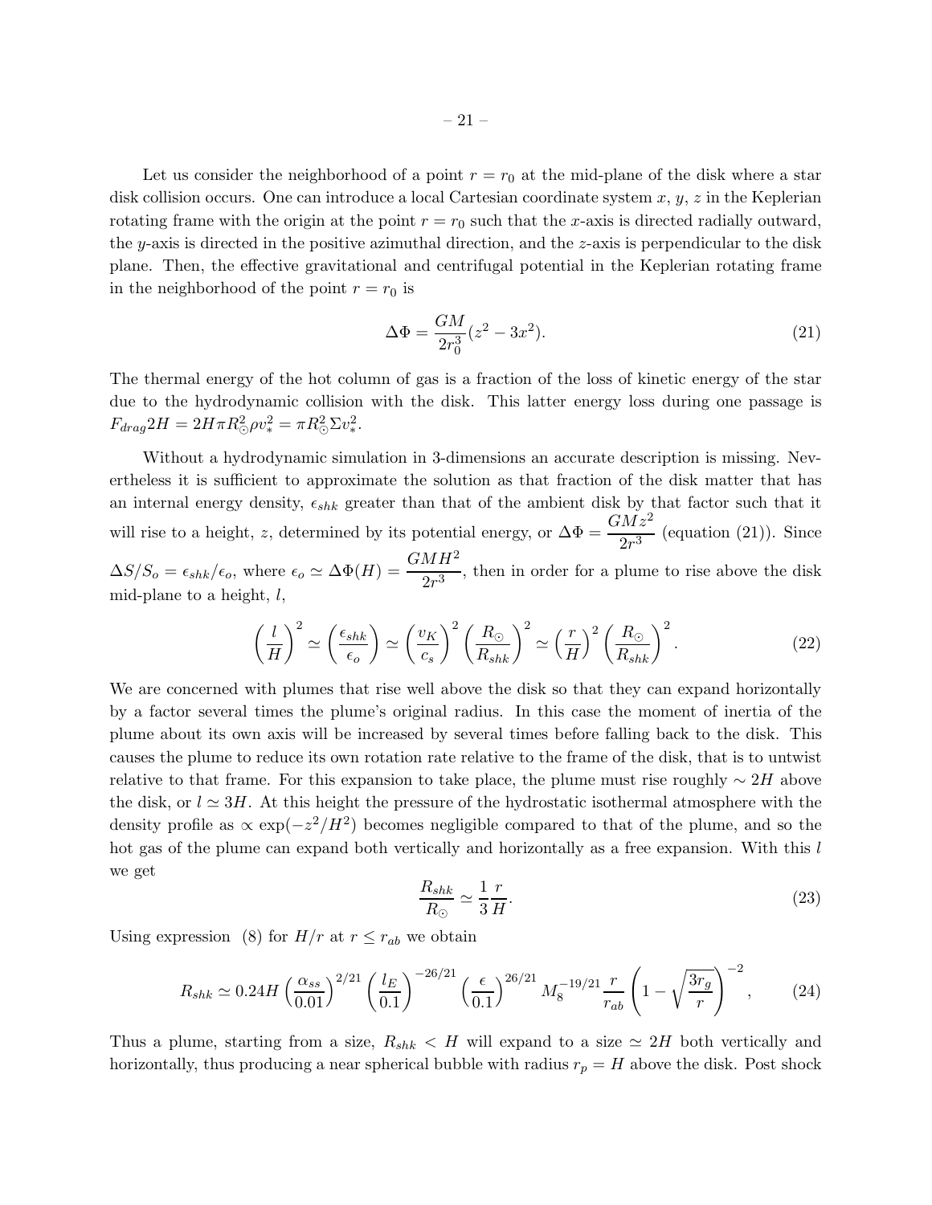Let us consider the neighborhood of a point $r = r_0$ at the mid-plane of the disk where a star disk collision occurs. One can introduce a local Cartesian coordinate system $x$, $y$, $z$ in the Keplerian rotating frame with the origin at the point $r = r_0$ such that the $x$-axis is directed radially outward, the $y$-axis is directed in the positive azimuthal direction, and the $z$-axis is perpendicular to the disk plane. Then, the effective gravitational and centrifugal potential in the Keplerian rotating frame in the neighborhood of the point $r = r_0$ is

$$\Delta\Phi = \frac{GM}{2r_0^3}(z^2 - 3x^2). \tag{21}$$

The thermal energy of the hot column of gas is a fraction of the loss of kinetic energy of the star due to the hydrodynamic collision with the disk. This latter energy loss during one passage is $F_{drag}2H = 2H\pi R_\odot^2 \rho v_*^2 = \pi R_\odot^2 \Sigma v_*^2$.

Without a hydrodynamic simulation in 3-dimensions an accurate description is missing. Nevertheless it is sufficient to approximate the solution as that fraction of the disk matter that has an internal energy density, $\epsilon_{shk}$ greater than that of the ambient disk by that factor such that it will rise to a height, $z$, determined by its potential energy, or $\Delta\Phi = \dfrac{GMz^2}{2r^3}$ (equation (21)). Since $\Delta S/S_o = \epsilon_{shk}/\epsilon_o$, where $\epsilon_o \simeq \Delta\Phi(H) = \dfrac{GMH^2}{2r^3}$, then in order for a plume to rise above the disk mid-plane to a height, $l$,

$$\left(\frac{l}{H}\right)^2 \simeq \left(\frac{\epsilon_{shk}}{\epsilon_o}\right) \simeq \left(\frac{v_K}{c_s}\right)^2 \left(\frac{R_\odot}{R_{shk}}\right)^2 \simeq \left(\frac{r}{H}\right)^2 \left(\frac{R_\odot}{R_{shk}}\right)^2. \tag{22}$$

We are concerned with plumes that rise well above the disk so that they can expand horizontally by a factor several times the plume's original radius. In this case the moment of inertia of the plume about its own axis will be increased by several times before falling back to the disk. This causes the plume to reduce its own rotation rate relative to the frame of the disk, that is to untwist relative to that frame. For this expansion to take place, the plume must rise roughly $\sim 2H$ above the disk, or $l \simeq 3H$. At this height the pressure of the hydrostatic isothermal atmosphere with the density profile as $\propto \exp(-z^2/H^2)$ becomes negligible compared to that of the plume, and so the hot gas of the plume can expand both vertically and horizontally as a free expansion. With this $l$ we get

$$\frac{R_{shk}}{R_\odot} \simeq \frac{1}{3}\frac{r}{H}. \tag{23}$$

Using expression (8) for $H/r$ at $r \leq r_{ab}$ we obtain

$$R_{shk} \simeq 0.24H \left(\frac{\alpha_{ss}}{0.01}\right)^{2/21} \left(\frac{l_E}{0.1}\right)^{-26/21} \left(\frac{\epsilon}{0.1}\right)^{26/21} M_8^{-19/21} \frac{r}{r_{ab}} \left(1 - \sqrt{\frac{3r_g}{r}}\right)^{-2}, \tag{24}$$

Thus a plume, starting from a size, $R_{shk} < H$ will expand to a size $\simeq 2H$ both vertically and horizontally, thus producing a near spherical bubble with radius $r_p = H$ above the disk. Post shock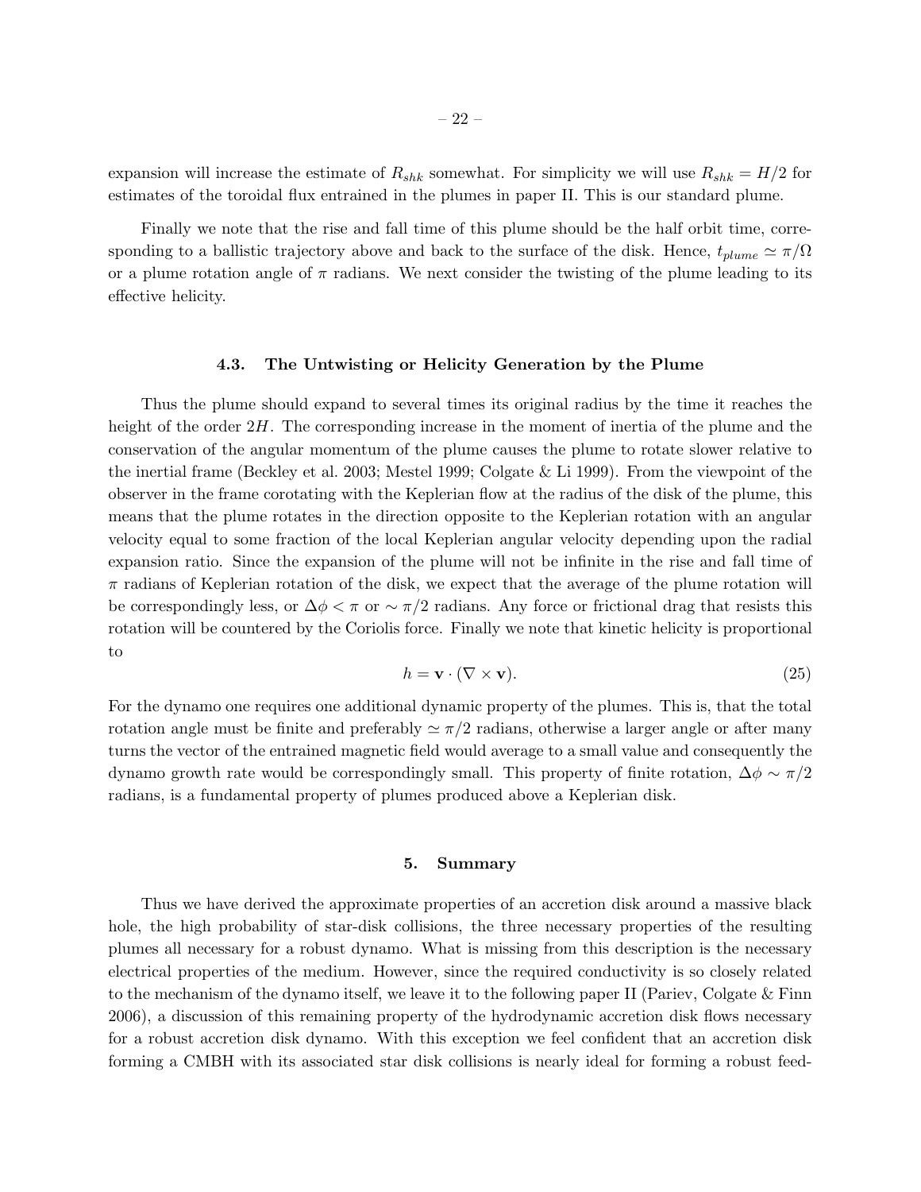expansion will increase the estimate of $R_{shk}$ somewhat. For simplicity we will use $R_{shk} = H/2$ for estimates of the toroidal flux entrained in the plumes in paper II. This is our standard plume.

Finally we note that the rise and fall time of this plume should be the half orbit time, corresponding to a ballistic trajectory above and back to the surface of the disk. Hence, $t_{plume} \simeq \pi/\Omega$ or a plume rotation angle of $\pi$ radians. We next consider the twisting of the plume leading to its effective helicity.

### 4.3. The Untwisting or Helicity Generation by the Plume

Thus the plume should expand to several times its original radius by the time it reaches the height of the order $2H$. The corresponding increase in the moment of inertia of the plume and the conservation of the angular momentum of the plume causes the plume to rotate slower relative to the inertial frame (Beckley et al. 2003; Mestel 1999; Colgate & Li 1999). From the viewpoint of the observer in the frame corotating with the Keplerian flow at the radius of the disk of the plume, this means that the plume rotates in the direction opposite to the Keplerian rotation with an angular velocity equal to some fraction of the local Keplerian angular velocity depending upon the radial expansion ratio. Since the expansion of the plume will not be infinite in the rise and fall time of $\pi$ radians of Keplerian rotation of the disk, we expect that the average of the plume rotation will be correspondingly less, or $\Delta\phi < \pi$ or $\sim \pi/2$ radians. Any force or frictional drag that resists this rotation will be countered by the Coriolis force. Finally we note that kinetic helicity is proportional to

$$h = \mathbf{v} \cdot (\nabla \times \mathbf{v}). \tag{25}$$

For the dynamo one requires one additional dynamic property of the plumes. This is, that the total rotation angle must be finite and preferably $\simeq \pi/2$ radians, otherwise a larger angle or after many turns the vector of the entrained magnetic field would average to a small value and consequently the dynamo growth rate would be correspondingly small. This property of finite rotation, $\Delta\phi \sim \pi/2$ radians, is a fundamental property of plumes produced above a Keplerian disk.

## 5. Summary

Thus we have derived the approximate properties of an accretion disk around a massive black hole, the high probability of star-disk collisions, the three necessary properties of the resulting plumes all necessary for a robust dynamo. What is missing from this description is the necessary electrical properties of the medium. However, since the required conductivity is so closely related to the mechanism of the dynamo itself, we leave it to the following paper II (Pariev, Colgate & Finn 2006), a discussion of this remaining property of the hydrodynamic accretion disk flows necessary for a robust accretion disk dynamo. With this exception we feel confident that an accretion disk forming a CMBH with its associated star disk collisions is nearly ideal for forming a robust feed-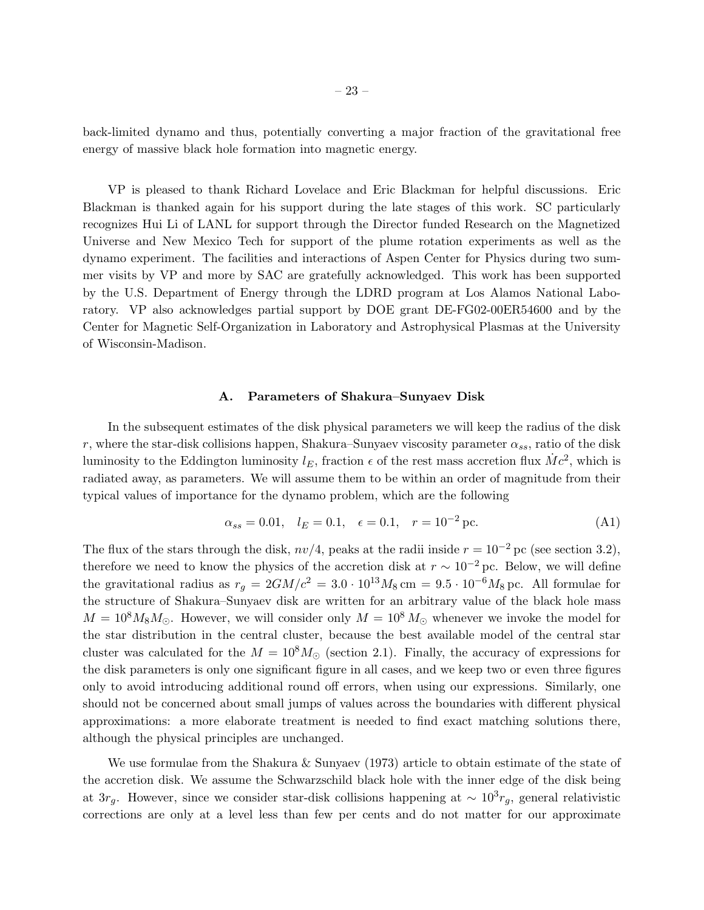back-limited dynamo and thus, potentially converting a major fraction of the gravitational free energy of massive black hole formation into magnetic energy.

VP is pleased to thank Richard Lovelace and Eric Blackman for helpful discussions. Eric Blackman is thanked again for his support during the late stages of this work. SC particularly recognizes Hui Li of LANL for support through the Director funded Research on the Magnetized Universe and New Mexico Tech for support of the plume rotation experiments as well as the dynamo experiment. The facilities and interactions of Aspen Center for Physics during two summer visits by VP and more by SAC are gratefully acknowledged. This work has been supported by the U.S. Department of Energy through the LDRD program at Los Alamos National Laboratory. VP also acknowledges partial support by DOE grant DE-FG02-00ER54600 and by the Center for Magnetic Self-Organization in Laboratory and Astrophysical Plasmas at the University of Wisconsin-Madison.

## A. Parameters of Shakura–Sunyaev Disk

In the subsequent estimates of the disk physical parameters we will keep the radius of the disk $r$, where the star-disk collisions happen, Shakura–Sunyaev viscosity parameter $\alpha_{ss}$, ratio of the disk luminosity to the Eddington luminosity $l_E$, fraction $\epsilon$ of the rest mass accretion flux $\dot{M}c^2$, which is radiated away, as parameters. We will assume them to be within an order of magnitude from their typical values of importance for the dynamo problem, which are the following

$$\alpha_{ss} = 0.01, \quad l_E = 0.1, \quad \epsilon = 0.1, \quad r = 10^{-2}\,\mathrm{pc}. \tag{A1}$$

The flux of the stars through the disk, $nv/4$, peaks at the radii inside $r = 10^{-2}$ pc (see section 3.2), therefore we need to know the physics of the accretion disk at $r \sim 10^{-2}$ pc. Below, we will define the gravitational radius as $r_g = 2GM/c^2 = 3.0 \cdot 10^{13} M_8\,\mathrm{cm} = 9.5 \cdot 10^{-6} M_8\,\mathrm{pc}$. All formulae for the structure of Shakura–Sunyaev disk are written for an arbitrary value of the black hole mass $M = 10^8 M_8 M_\odot$. However, we will consider only $M = 10^8\, M_\odot$ whenever we invoke the model for the star distribution in the central cluster, because the best available model of the central star cluster was calculated for the $M = 10^8 M_\odot$ (section 2.1). Finally, the accuracy of expressions for the disk parameters is only one significant figure in all cases, and we keep two or even three figures only to avoid introducing additional round off errors, when using our expressions. Similarly, one should not be concerned about small jumps of values across the boundaries with different physical approximations: a more elaborate treatment is needed to find exact matching solutions there, although the physical principles are unchanged.

We use formulae from the Shakura & Sunyaev (1973) article to obtain estimate of the state of the accretion disk. We assume the Schwarzschild black hole with the inner edge of the disk being at $3r_g$. However, since we consider star-disk collisions happening at $\sim 10^3 r_g$, general relativistic corrections are only at a level less than few per cents and do not matter for our approximate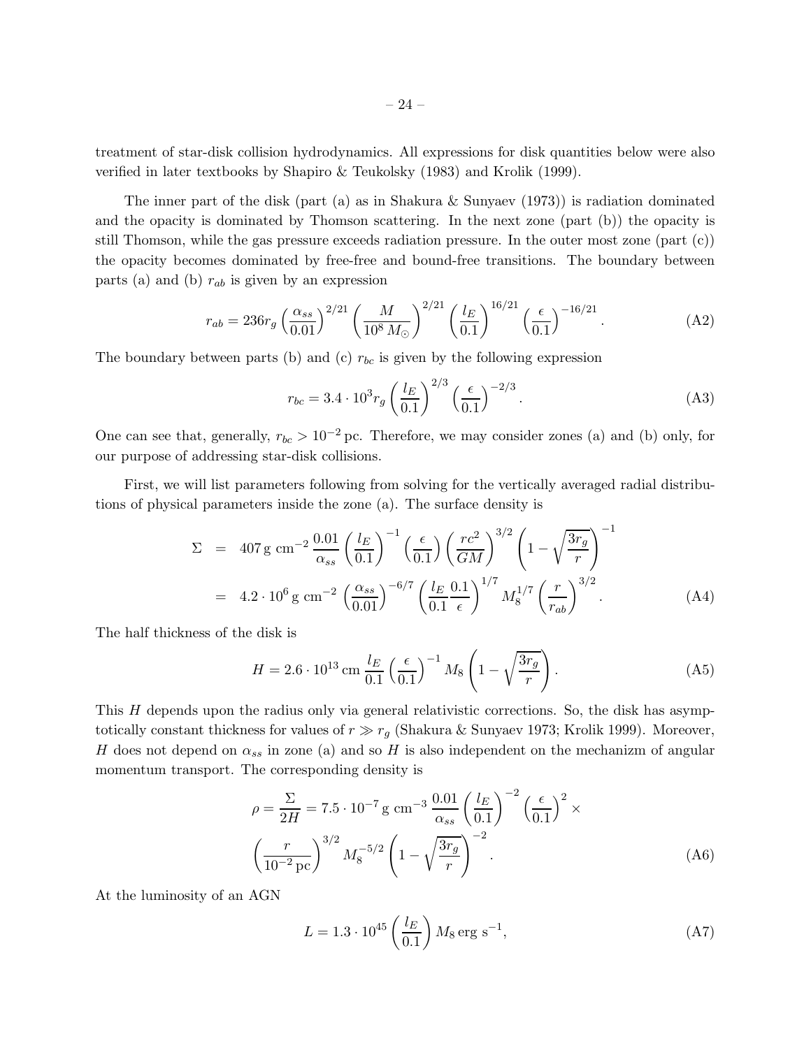treatment of star-disk collision hydrodynamics. All expressions for disk quantities below were also verified in later textbooks by Shapiro & Teukolsky (1983) and Krolik (1999).

The inner part of the disk (part (a) as in Shakura & Sunyaev (1973)) is radiation dominated and the opacity is dominated by Thomson scattering. In the next zone (part (b)) the opacity is still Thomson, while the gas pressure exceeds radiation pressure. In the outer most zone (part (c)) the opacity becomes dominated by free-free and bound-free transitions. The boundary between parts (a) and (b) $r_{ab}$ is given by an expression

$$r_{ab} = 236 r_g \left(\frac{\alpha_{ss}}{0.01}\right)^{2/21} \left(\frac{M}{10^8\, M_\odot}\right)^{2/21} \left(\frac{l_E}{0.1}\right)^{16/21} \left(\frac{\epsilon}{0.1}\right)^{-16/21}. \tag{A2}$$

The boundary between parts (b) and (c) $r_{bc}$ is given by the following expression

$$r_{bc} = 3.4 \cdot 10^3 r_g \left(\frac{l_E}{0.1}\right)^{2/3} \left(\frac{\epsilon}{0.1}\right)^{-2/3}. \tag{A3}$$

One can see that, generally, $r_{bc} > 10^{-2}$ pc. Therefore, we may consider zones (a) and (b) only, for our purpose of addressing star-disk collisions.

First, we will list parameters following from solving for the vertically averaged radial distributions of physical parameters inside the zone (a). The surface density is

$$\begin{aligned}
\Sigma &= 407\,\mathrm{g\ cm^{-2}}\, \frac{0.01}{\alpha_{ss}} \left(\frac{l_E}{0.1}\right)^{-1} \left(\frac{\epsilon}{0.1}\right) \left(\frac{rc^2}{GM}\right)^{3/2} \left(1 - \sqrt{\frac{3r_g}{r}}\right)^{-1} \\
&= 4.2 \cdot 10^6\,\mathrm{g\ cm^{-2}} \left(\frac{\alpha_{ss}}{0.01}\right)^{-6/7} \left(\frac{l_E}{0.1}\frac{0.1}{\epsilon}\right)^{1/7} M_8^{1/7} \left(\frac{r}{r_{ab}}\right)^{3/2}.
\end{aligned} \tag{A4}$$

The half thickness of the disk is

$$H = 2.6 \cdot 10^{13}\,\mathrm{cm}\, \frac{l_E}{0.1} \left(\frac{\epsilon}{0.1}\right)^{-1} M_8 \left(1 - \sqrt{\frac{3r_g}{r}}\right). \tag{A5}$$

This $H$ depends upon the radius only via general relativistic corrections. So, the disk has asymptotically constant thickness for values of $r \gg r_g$ (Shakura & Sunyaev 1973; Krolik 1999). Moreover, $H$ does not depend on $\alpha_{ss}$ in zone (a) and so $H$ is also independent on the mechanizm of angular momentum transport. The corresponding density is

$$\begin{aligned}
\rho = \frac{\Sigma}{2H} &= 7.5 \cdot 10^{-7}\,\mathrm{g\ cm^{-3}}\, \frac{0.01}{\alpha_{ss}} \left(\frac{l_E}{0.1}\right)^{-2} \left(\frac{\epsilon}{0.1}\right)^{2} \times \\
&\left(\frac{r}{10^{-2}\,\mathrm{pc}}\right)^{3/2} M_8^{-5/2} \left(1 - \sqrt{\frac{3r_g}{r}}\right)^{-2}.
\end{aligned} \tag{A6}$$

At the luminosity of an AGN

$$L = 1.3 \cdot 10^{45} \left(\frac{l_E}{0.1}\right) M_8\,\mathrm{erg\ s^{-1}}, \tag{A7}$$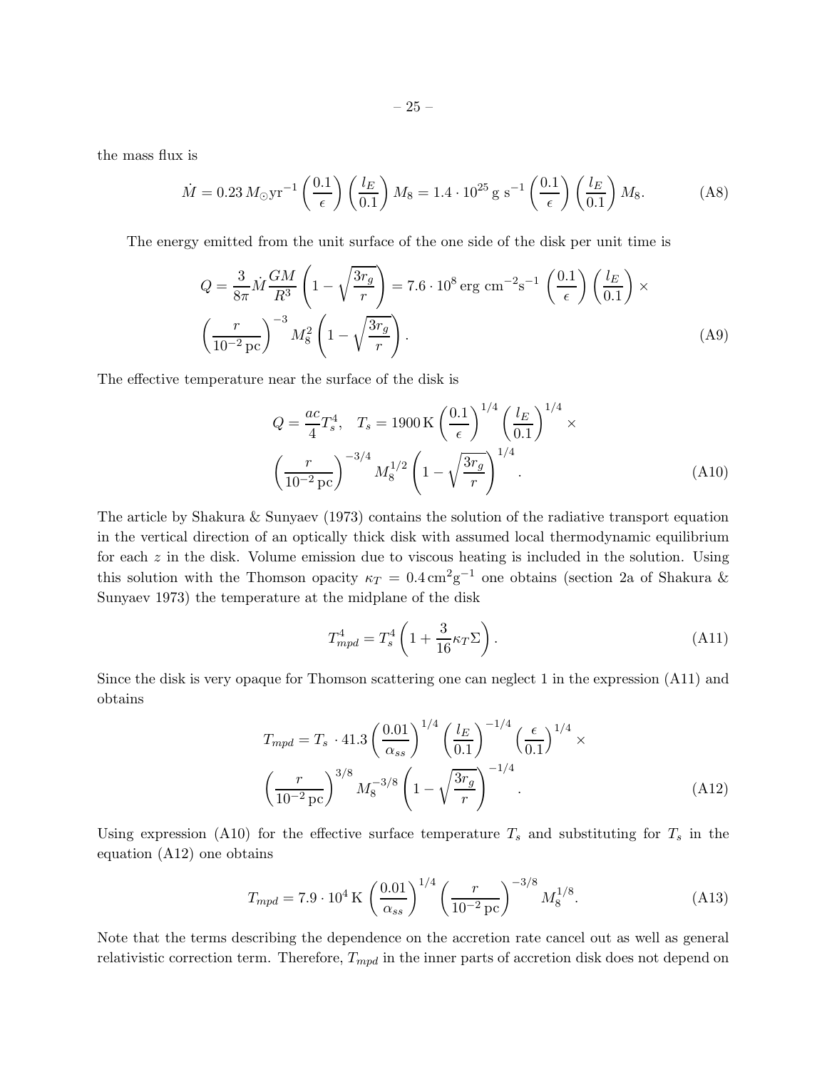the mass flux is

$$\dot{M} = 0.23\, M_{\odot}\mathrm{yr}^{-1} \left(\frac{0.1}{\epsilon}\right)\left(\frac{l_E}{0.1}\right) M_8 = 1.4 \cdot 10^{25}\ \mathrm{g\ s}^{-1} \left(\frac{0.1}{\epsilon}\right)\left(\frac{l_E}{0.1}\right) M_8. \tag{A8}$$

The energy emitted from the unit surface of the one side of the disk per unit time is

$$Q = \frac{3}{8\pi}\dot{M}\frac{GM}{R^3}\left(1 - \sqrt{\frac{3r_g}{r}}\right) = 7.6 \cdot 10^8\,\mathrm{erg\ cm^{-2}s^{-1}}\left(\frac{0.1}{\epsilon}\right)\left(\frac{l_E}{0.1}\right) \times \left(\frac{r}{10^{-2}\,\mathrm{pc}}\right)^{-3} M_8^2 \left(1 - \sqrt{\frac{3r_g}{r}}\right). \tag{A9}$$

The effective temperature near the surface of the disk is

$$Q = \frac{ac}{4}T_s^4, \quad T_s = 1900\,\mathrm{K}\left(\frac{0.1}{\epsilon}\right)^{1/4}\left(\frac{l_E}{0.1}\right)^{1/4} \times \left(\frac{r}{10^{-2}\,\mathrm{pc}}\right)^{-3/4} M_8^{1/2}\left(1 - \sqrt{\frac{3r_g}{r}}\right)^{1/4}. \tag{A10}$$

The article by Shakura & Sunyaev (1973) contains the solution of the radiative transport equation in the vertical direction of an optically thick disk with assumed local thermodynamic equilibrium for each $z$ in the disk. Volume emission due to viscous heating is included in the solution. Using this solution with the Thomson opacity $\kappa_T = 0.4\,\mathrm{cm^2 g^{-1}}$ one obtains (section 2a of Shakura & Sunyaev 1973) the temperature at the midplane of the disk

$$T_{mpd}^4 = T_s^4\left(1 + \frac{3}{16}\kappa_T \Sigma\right). \tag{A11}$$

Since the disk is very opaque for Thomson scattering one can neglect 1 in the expression (A11) and obtains

$$T_{mpd} = T_s \cdot 41.3\left(\frac{0.01}{\alpha_{ss}}\right)^{1/4}\left(\frac{l_E}{0.1}\right)^{-1/4}\left(\frac{\epsilon}{0.1}\right)^{1/4} \times \left(\frac{r}{10^{-2}\,\mathrm{pc}}\right)^{3/8} M_8^{-3/8}\left(1 - \sqrt{\frac{3r_g}{r}}\right)^{-1/4}. \tag{A12}$$

Using expression (A10) for the effective surface temperature $T_s$ and substituting for $T_s$ in the equation (A12) one obtains

$$T_{mpd} = 7.9 \cdot 10^4\,\mathrm{K}\left(\frac{0.01}{\alpha_{ss}}\right)^{1/4}\left(\frac{r}{10^{-2}\,\mathrm{pc}}\right)^{-3/8} M_8^{1/8}. \tag{A13}$$

Note that the terms describing the dependence on the accretion rate cancel out as well as general relativistic correction term. Therefore, $T_{mpd}$ in the inner parts of accretion disk does not depend on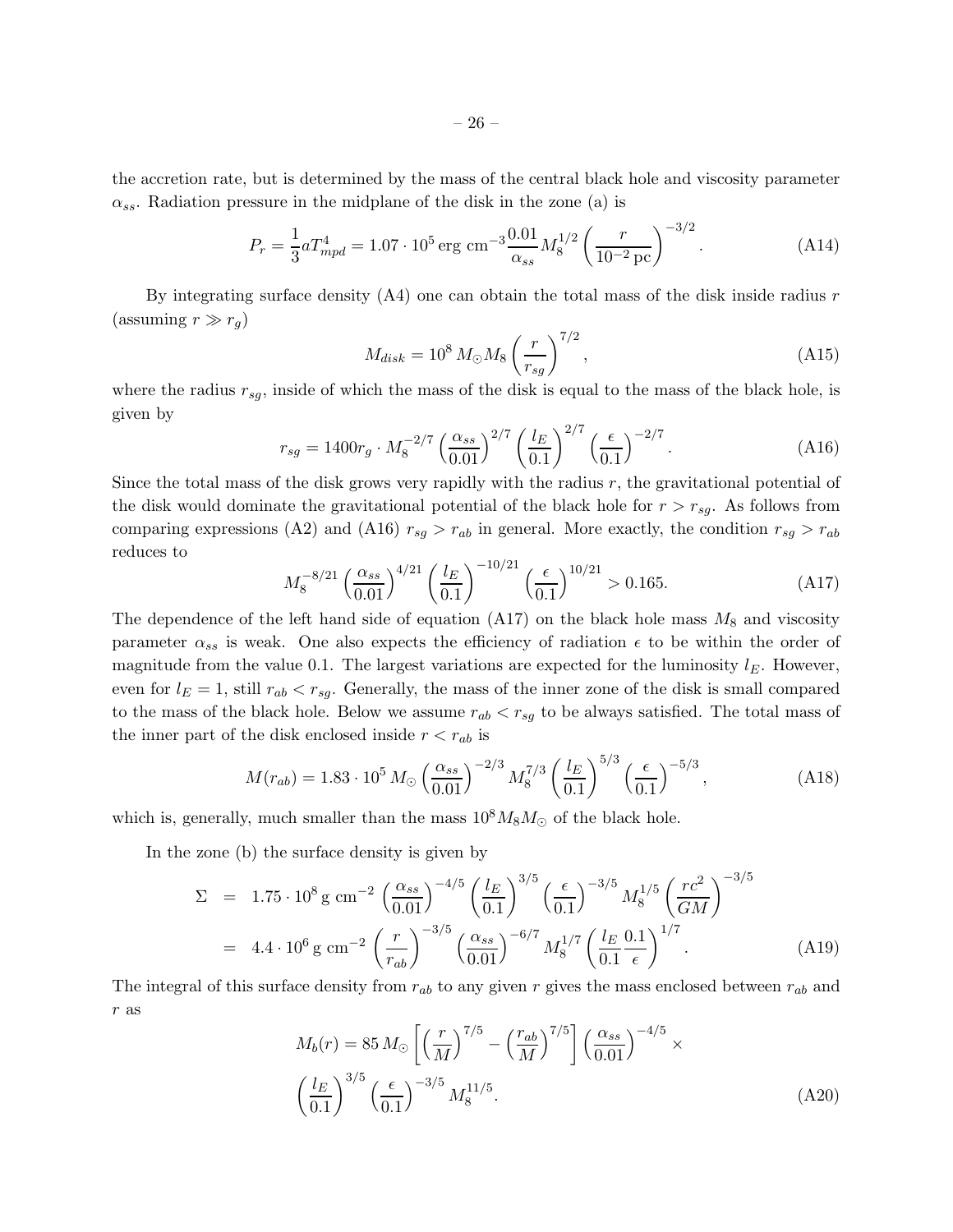the accretion rate, but is determined by the mass of the central black hole and viscosity parameter $\alpha_{ss}$. Radiation pressure in the midplane of the disk in the zone (a) is

$$P_r = \frac{1}{3} a T_{mpd}^4 = 1.07 \cdot 10^5 \,\mathrm{erg\ cm}^{-3} \frac{0.01}{\alpha_{ss}} M_8^{1/2} \left( \frac{r}{10^{-2}\,\mathrm{pc}} \right)^{-3/2} . \tag{A14}$$

By integrating surface density (A4) one can obtain the total mass of the disk inside radius $r$ (assuming $r \gg r_g$)

$$M_{disk} = 10^8 \, M_\odot M_8 \left( \frac{r}{r_{sg}} \right)^{7/2} , \tag{A15}$$

where the radius $r_{sg}$, inside of which the mass of the disk is equal to the mass of the black hole, is given by

$$r_{sg} = 1400 r_g \cdot M_8^{-2/7} \left( \frac{\alpha_{ss}}{0.01} \right)^{2/7} \left( \frac{l_E}{0.1} \right)^{2/7} \left( \frac{\epsilon}{0.1} \right)^{-2/7} . \tag{A16}$$

Since the total mass of the disk grows very rapidly with the radius $r$, the gravitational potential of the disk would dominate the gravitational potential of the black hole for $r > r_{sg}$. As follows from comparing expressions (A2) and (A16) $r_{sg} > r_{ab}$ in general. More exactly, the condition $r_{sg} > r_{ab}$ reduces to

$$M_8^{-8/21} \left( \frac{\alpha_{ss}}{0.01} \right)^{4/21} \left( \frac{l_E}{0.1} \right)^{-10/21} \left( \frac{\epsilon}{0.1} \right)^{10/21} > 0.165. \tag{A17}$$

The dependence of the left hand side of equation (A17) on the black hole mass $M_8$ and viscosity parameter $\alpha_{ss}$ is weak. One also expects the efficiency of radiation $\epsilon$ to be within the order of magnitude from the value 0.1. The largest variations are expected for the luminosity $l_E$. However, even for $l_E = 1$, still $r_{ab} < r_{sg}$. Generally, the mass of the inner zone of the disk is small compared to the mass of the black hole. Below we assume $r_{ab} < r_{sg}$ to be always satisfied. The total mass of the inner part of the disk enclosed inside $r < r_{ab}$ is

$$M(r_{ab}) = 1.83 \cdot 10^5 \, M_\odot \left( \frac{\alpha_{ss}}{0.01} \right)^{-2/3} M_8^{7/3} \left( \frac{l_E}{0.1} \right)^{5/3} \left( \frac{\epsilon}{0.1} \right)^{-5/3} , \tag{A18}$$

which is, generally, much smaller than the mass $10^8 M_8 M_\odot$ of the black hole.

In the zone (b) the surface density is given by

$$\begin{aligned} \Sigma &= 1.75 \cdot 10^8 \,\mathrm{g\ cm}^{-2} \left( \frac{\alpha_{ss}}{0.01} \right)^{-4/5} \left( \frac{l_E}{0.1} \right)^{3/5} \left( \frac{\epsilon}{0.1} \right)^{-3/5} M_8^{1/5} \left( \frac{r c^2}{GM} \right)^{-3/5} \\ &= 4.4 \cdot 10^6 \,\mathrm{g\ cm}^{-2} \left( \frac{r}{r_{ab}} \right)^{-3/5} \left( \frac{\alpha_{ss}}{0.01} \right)^{-6/7} M_8^{1/7} \left( \frac{l_E}{0.1} \frac{0.1}{\epsilon} \right)^{1/7} . \end{aligned} \tag{A19}$$

The integral of this surface density from $r_{ab}$ to any given $r$ gives the mass enclosed between $r_{ab}$ and $r$ as

$$\begin{aligned} M_b(r) = 85 \, M_\odot \left[ \left( \frac{r}{M} \right)^{7/5} - \left( \frac{r_{ab}}{M} \right)^{7/5} \right] \left( \frac{\alpha_{ss}}{0.01} \right)^{-4/5} \times \\ \left( \frac{l_E}{0.1} \right)^{3/5} \left( \frac{\epsilon}{0.1} \right)^{-3/5} M_8^{11/5} . \end{aligned} \tag{A20}$$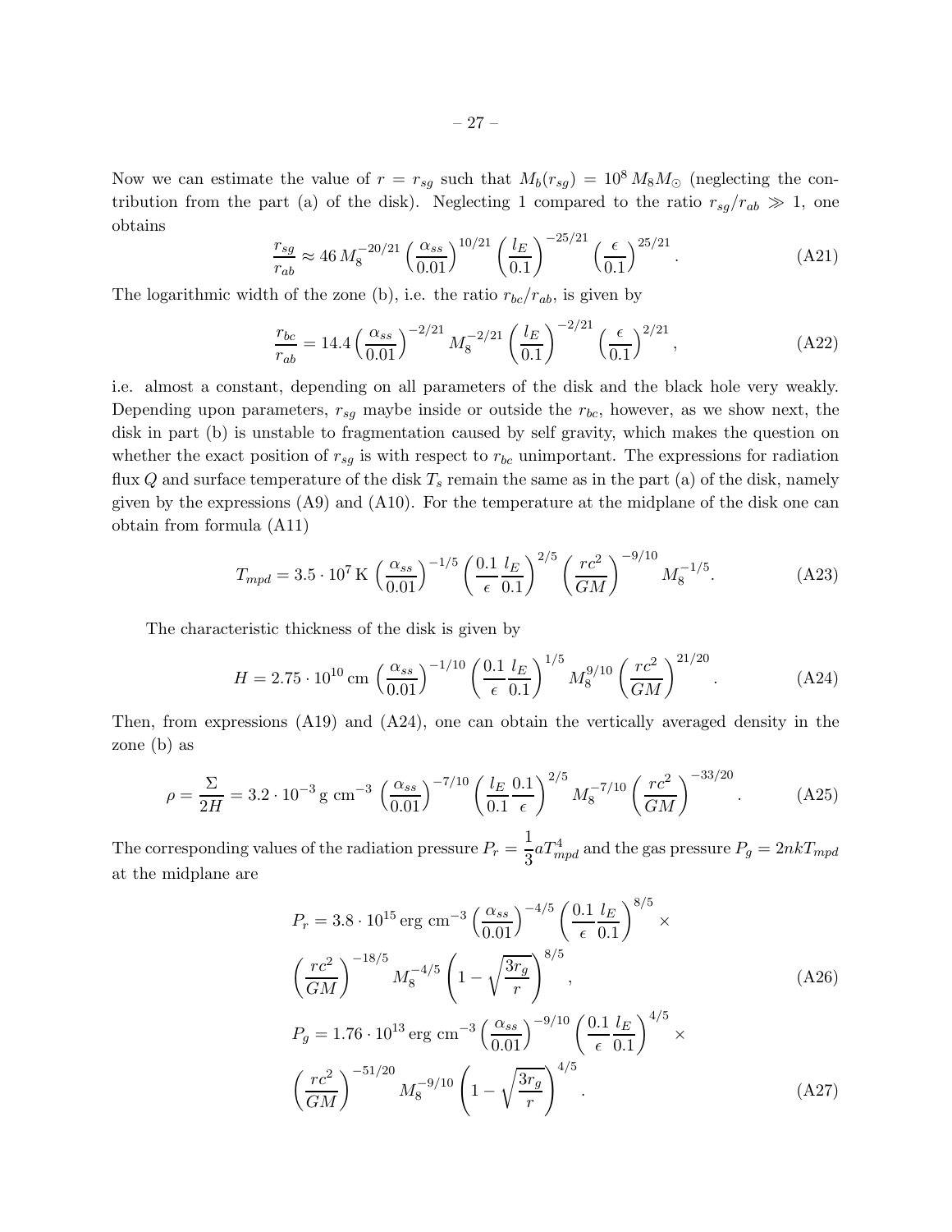Now we can estimate the value of $r = r_{sg}$ such that $M_b(r_{sg}) = 10^8 \, M_8 M_\odot$ (neglecting the contribution from the part (a) of the disk). Neglecting 1 compared to the ratio $r_{sg}/r_{ab} \gg 1$, one obtains

$$\frac{r_{sg}}{r_{ab}} \approx 46 \, M_8^{-20/21} \left(\frac{\alpha_{ss}}{0.01}\right)^{10/21} \left(\frac{l_E}{0.1}\right)^{-25/21} \left(\frac{\epsilon}{0.1}\right)^{25/21} . \tag{A21}$$

The logarithmic width of the zone (b), i.e. the ratio $r_{bc}/r_{ab}$, is given by

$$\frac{r_{bc}}{r_{ab}} = 14.4 \left(\frac{\alpha_{ss}}{0.01}\right)^{-2/21} M_8^{-2/21} \left(\frac{l_E}{0.1}\right)^{-2/21} \left(\frac{\epsilon}{0.1}\right)^{2/21} , \tag{A22}$$

i.e. almost a constant, depending on all parameters of the disk and the black hole very weakly. Depending upon parameters, $r_{sg}$ maybe inside or outside the $r_{bc}$, however, as we show next, the disk in part (b) is unstable to fragmentation caused by self gravity, which makes the question on whether the exact position of $r_{sg}$ is with respect to $r_{bc}$ unimportant. The expressions for radiation flux $Q$ and surface temperature of the disk $T_s$ remain the same as in the part (a) of the disk, namely given by the expressions (A9) and (A10). For the temperature at the midplane of the disk one can obtain from formula (A11)

$$T_{mpd} = 3.5 \cdot 10^7 \, \mathrm{K} \left(\frac{\alpha_{ss}}{0.01}\right)^{-1/5} \left(\frac{0.1}{\epsilon} \frac{l_E}{0.1}\right)^{2/5} \left(\frac{rc^2}{GM}\right)^{-9/10} M_8^{-1/5}. \tag{A23}$$

The characteristic thickness of the disk is given by

$$H = 2.75 \cdot 10^{10} \, \mathrm{cm} \left(\frac{\alpha_{ss}}{0.01}\right)^{-1/10} \left(\frac{0.1}{\epsilon} \frac{l_E}{0.1}\right)^{1/5} M_8^{9/10} \left(\frac{rc^2}{GM}\right)^{21/20} . \tag{A24}$$

Then, from expressions (A19) and (A24), one can obtain the vertically averaged density in the zone (b) as

$$\rho = \frac{\Sigma}{2H} = 3.2 \cdot 10^{-3} \, \mathrm{g \ cm^{-3}} \left(\frac{\alpha_{ss}}{0.01}\right)^{-7/10} \left(\frac{l_E}{0.1} \frac{0.1}{\epsilon}\right)^{2/5} M_8^{-7/10} \left(\frac{rc^2}{GM}\right)^{-33/20} . \tag{A25}$$

The corresponding values of the radiation pressure $P_r = \dfrac{1}{3} a T_{mpd}^4$ and the gas pressure $P_g = 2nkT_{mpd}$ at the midplane are

$$P_r = 3.8 \cdot 10^{15} \, \mathrm{erg \ cm^{-3}} \left(\frac{\alpha_{ss}}{0.01}\right)^{-4/5} \left(\frac{0.1}{\epsilon} \frac{l_E}{0.1}\right)^{8/5} \times \left(\frac{rc^2}{GM}\right)^{-18/5} M_8^{-4/5} \left(1 - \sqrt{\frac{3r_g}{r}}\right)^{8/5} , \tag{A26}$$

$$P_g = 1.76 \cdot 10^{13} \, \mathrm{erg \ cm^{-3}} \left(\frac{\alpha_{ss}}{0.01}\right)^{-9/10} \left(\frac{0.1}{\epsilon} \frac{l_E}{0.1}\right)^{4/5} \times \left(\frac{rc^2}{GM}\right)^{-51/20} M_8^{-9/10} \left(1 - \sqrt{\frac{3r_g}{r}}\right)^{4/5} . \tag{A27}$$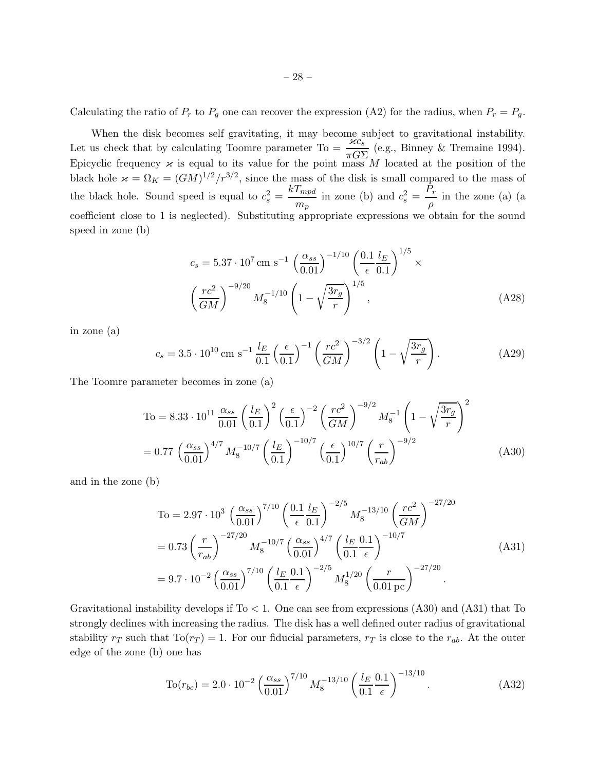Calculating the ratio of $P_r$ to $P_g$ one can recover the expression (A2) for the radius, when $P_r = P_g$.

When the disk becomes self gravitating, it may become subject to gravitational instability. Let us check that by calculating Toomre parameter $\mathrm{To} = \dfrac{\varkappa c_s}{\pi G \Sigma}$ (e.g., Binney & Tremaine 1994). Epicyclic frequency $\varkappa$ is equal to its value for the point mass $M$ located at the position of the black hole $\varkappa = \Omega_K = (GM)^{1/2}/r^{3/2}$, since the mass of the disk is small compared to the mass of the black hole. Sound speed is equal to $c_s^2 = \dfrac{kT_{mpd}}{m_p}$ in zone (b) and $c_s^2 = \dfrac{P_r}{\rho}$ in the zone (a) (a coefficient close to 1 is neglected). Substituting appropriate expressions we obtain for the sound speed in zone (b)

$$
c_s = 5.37 \cdot 10^7 \,\mathrm{cm\ s^{-1}} \left(\frac{\alpha_{ss}}{0.01}\right)^{-1/10} \left(\frac{0.1}{\epsilon}\frac{l_E}{0.1}\right)^{1/5} \times \left(\frac{rc^2}{GM}\right)^{-9/20} M_8^{-1/10} \left(1 - \sqrt{\frac{3r_g}{r}}\right)^{1/5}, \tag{A28}
$$

in zone (a)

$$
c_s = 3.5 \cdot 10^{10} \,\mathrm{cm\ s^{-1}} \frac{l_E}{0.1} \left(\frac{\epsilon}{0.1}\right)^{-1} \left(\frac{rc^2}{GM}\right)^{-3/2} \left(1 - \sqrt{\frac{3r_g}{r}}\right). \tag{A29}
$$

The Toomre parameter becomes in zone (a)

$$
\begin{aligned}
\mathrm{To} &= 8.33 \cdot 10^{11} \frac{\alpha_{ss}}{0.01} \left(\frac{l_E}{0.1}\right)^2 \left(\frac{\epsilon}{0.1}\right)^{-2} \left(\frac{rc^2}{GM}\right)^{-9/2} M_8^{-1} \left(1 - \sqrt{\frac{3r_g}{r}}\right)^2 \\
&= 0.77 \left(\frac{\alpha_{ss}}{0.01}\right)^{4/7} M_8^{-10/7} \left(\frac{l_E}{0.1}\right)^{-10/7} \left(\frac{\epsilon}{0.1}\right)^{10/7} \left(\frac{r}{r_{ab}}\right)^{-9/2}
\end{aligned}
\tag{A30}
$$

and in the zone (b)

$$
\begin{aligned}
\mathrm{To} &= 2.97 \cdot 10^3 \left(\frac{\alpha_{ss}}{0.01}\right)^{7/10} \left(\frac{0.1}{\epsilon}\frac{l_E}{0.1}\right)^{-2/5} M_8^{-13/10} \left(\frac{rc^2}{GM}\right)^{-27/20} \\
&= 0.73 \left(\frac{r}{r_{ab}}\right)^{-27/20} M_8^{-10/7} \left(\frac{\alpha_{ss}}{0.01}\right)^{4/7} \left(\frac{l_E}{0.1}\frac{0.1}{\epsilon}\right)^{-10/7} \\
&= 9.7 \cdot 10^{-2} \left(\frac{\alpha_{ss}}{0.01}\right)^{7/10} \left(\frac{l_E}{0.1}\frac{0.1}{\epsilon}\right)^{-2/5} M_8^{1/20} \left(\frac{r}{0.01\,\mathrm{pc}}\right)^{-27/20}.
\end{aligned}
\tag{A31}
$$

Gravitational instability develops if $\mathrm{To} < 1$. One can see from expressions (A30) and (A31) that To strongly declines with increasing the radius. The disk has a well defined outer radius of gravitational stability $r_T$ such that $\mathrm{To}(r_T) = 1$. For our fiducial parameters, $r_T$ is close to the $r_{ab}$. At the outer edge of the zone (b) one has

$$
\mathrm{To}(r_{bc}) = 2.0 \cdot 10^{-2} \left(\frac{\alpha_{ss}}{0.01}\right)^{7/10} M_8^{-13/10} \left(\frac{l_E}{0.1}\frac{0.1}{\epsilon}\right)^{-13/10}. \tag{A32}
$$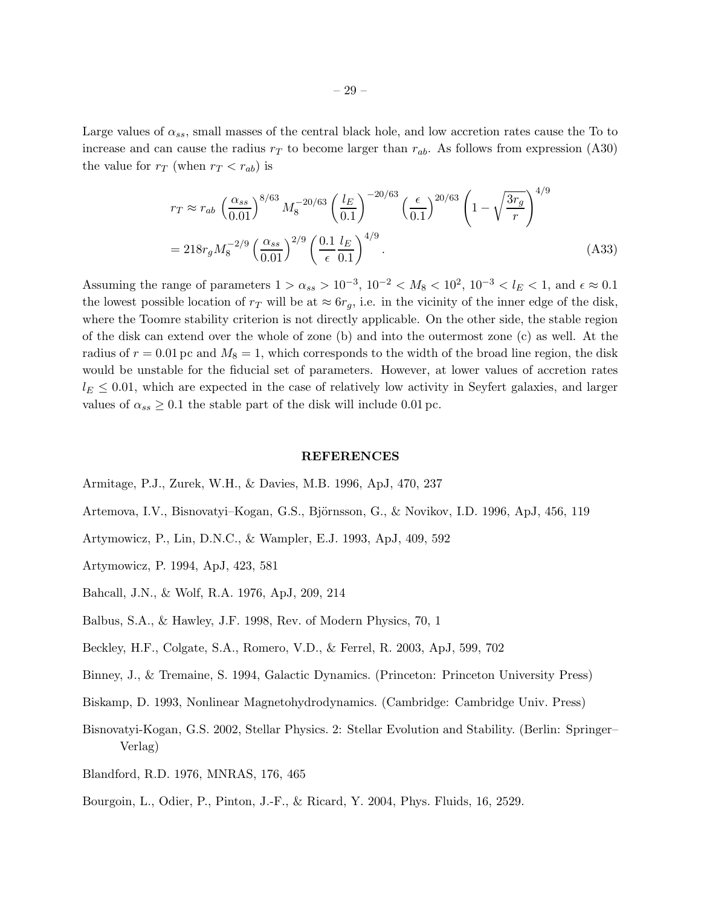Large values of $\alpha_{ss}$, small masses of the central black hole, and low accretion rates cause the To to increase and can cause the radius $r_T$ to become larger than $r_{ab}$. As follows from expression (A30) the value for $r_T$ (when $r_T < r_{ab}$) is

$$
\begin{aligned}
r_T &\approx r_{ab} \left(\frac{\alpha_{ss}}{0.01}\right)^{8/63} M_8^{-20/63} \left(\frac{l_E}{0.1}\right)^{-20/63} \left(\frac{\epsilon}{0.1}\right)^{20/63} \left(1 - \sqrt{\frac{3r_g}{r}}\right)^{4/9} \\
&= 218 r_g M_8^{-2/9} \left(\frac{\alpha_{ss}}{0.01}\right)^{2/9} \left(\frac{0.1}{\epsilon}\frac{l_E}{0.1}\right)^{4/9}.
\end{aligned}
\tag{A33}
$$

Assuming the range of parameters $1 > \alpha_{ss} > 10^{-3}$, $10^{-2} < M_8 < 10^2$, $10^{-3} < l_E < 1$, and $\epsilon \approx 0.1$ the lowest possible location of $r_T$ will be at $\approx 6r_g$, i.e. in the vicinity of the inner edge of the disk, where the Toomre stability criterion is not directly applicable. On the other side, the stable region of the disk can extend over the whole of zone (b) and into the outermost zone (c) as well. At the radius of $r = 0.01\,\text{pc}$ and $M_8 = 1$, which corresponds to the width of the broad line region, the disk would be unstable for the fiducial set of parameters. However, at lower values of accretion rates $l_E \leq 0.01$, which are expected in the case of relatively low activity in Seyfert galaxies, and larger values of $\alpha_{ss} \geq 0.1$ the stable part of the disk will include 0.01 pc.

## REFERENCES

Armitage, P.J., Zurek, W.H., & Davies, M.B. 1996, ApJ, 470, 237

Artemova, I.V., Bisnovatyi–Kogan, G.S., Björnsson, G., & Novikov, I.D. 1996, ApJ, 456, 119

Artymowicz, P., Lin, D.N.C., & Wampler, E.J. 1993, ApJ, 409, 592

Artymowicz, P. 1994, ApJ, 423, 581

Bahcall, J.N., & Wolf, R.A. 1976, ApJ, 209, 214

Balbus, S.A., & Hawley, J.F. 1998, Rev. of Modern Physics, 70, 1

Beckley, H.F., Colgate, S.A., Romero, V.D., & Ferrel, R. 2003, ApJ, 599, 702

Binney, J., & Tremaine, S. 1994, Galactic Dynamics. (Princeton: Princeton University Press)

Biskamp, D. 1993, Nonlinear Magnetohydrodynamics. (Cambridge: Cambridge Univ. Press)

Bisnovatyi-Kogan, G.S. 2002, Stellar Physics. 2: Stellar Evolution and Stability. (Berlin: Springer–Verlag)

Blandford, R.D. 1976, MNRAS, 176, 465

Bourgoin, L., Odier, P., Pinton, J.-F., & Ricard, Y. 2004, Phys. Fluids, 16, 2529.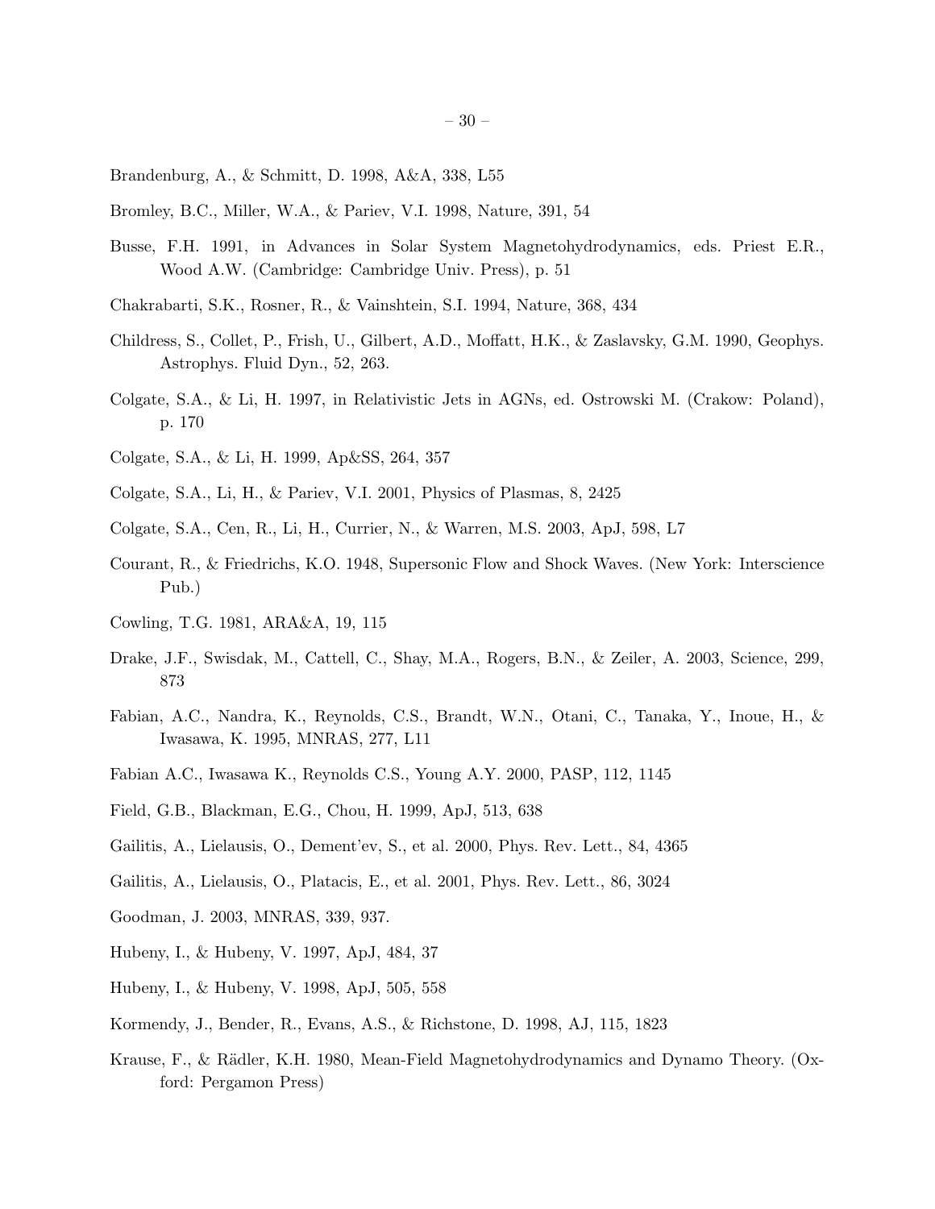Brandenburg, A., & Schmitt, D. 1998, A&A, 338, L55

Bromley, B.C., Miller, W.A., & Pariev, V.I. 1998, Nature, 391, 54

Busse, F.H. 1991, in Advances in Solar System Magnetohydrodynamics, eds. Priest E.R., Wood A.W. (Cambridge: Cambridge Univ. Press), p. 51

Chakrabarti, S.K., Rosner, R., & Vainshtein, S.I. 1994, Nature, 368, 434

Childress, S., Collet, P., Frish, U., Gilbert, A.D., Moffatt, H.K., & Zaslavsky, G.M. 1990, Geophys. Astrophys. Fluid Dyn., 52, 263.

Colgate, S.A., & Li, H. 1997, in Relativistic Jets in AGNs, ed. Ostrowski M. (Crakow: Poland), p. 170

Colgate, S.A., & Li, H. 1999, Ap&SS, 264, 357

Colgate, S.A., Li, H., & Pariev, V.I. 2001, Physics of Plasmas, 8, 2425

Colgate, S.A., Cen, R., Li, H., Currier, N., & Warren, M.S. 2003, ApJ, 598, L7

Courant, R., & Friedrichs, K.O. 1948, Supersonic Flow and Shock Waves. (New York: Interscience Pub.)

Cowling, T.G. 1981, ARA&A, 19, 115

Drake, J.F., Swisdak, M., Cattell, C., Shay, M.A., Rogers, B.N., & Zeiler, A. 2003, Science, 299, 873

Fabian, A.C., Nandra, K., Reynolds, C.S., Brandt, W.N., Otani, C., Tanaka, Y., Inoue, H., & Iwasawa, K. 1995, MNRAS, 277, L11

Fabian A.C., Iwasawa K., Reynolds C.S., Young A.Y. 2000, PASP, 112, 1145

Field, G.B., Blackman, E.G., Chou, H. 1999, ApJ, 513, 638

Gailitis, A., Lielausis, O., Dement'ev, S., et al. 2000, Phys. Rev. Lett., 84, 4365

Gailitis, A., Lielausis, O., Platacis, E., et al. 2001, Phys. Rev. Lett., 86, 3024

Goodman, J. 2003, MNRAS, 339, 937.

Hubeny, I., & Hubeny, V. 1997, ApJ, 484, 37

Hubeny, I., & Hubeny, V. 1998, ApJ, 505, 558

Kormendy, J., Bender, R., Evans, A.S., & Richstone, D. 1998, AJ, 115, 1823

Krause, F., & Rädler, K.H. 1980, Mean-Field Magnetohydrodynamics and Dynamo Theory. (Oxford: Pergamon Press)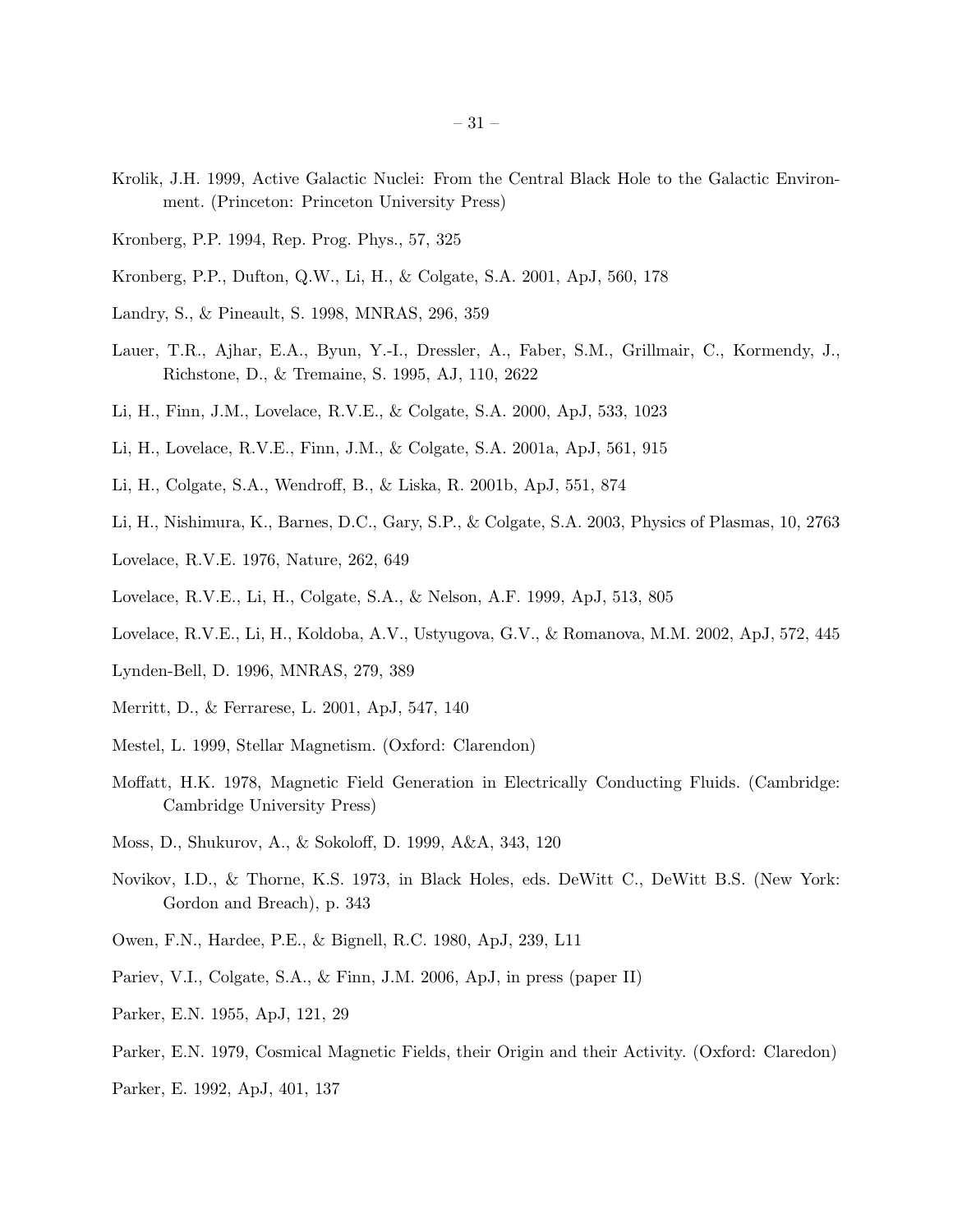Krolik, J.H. 1999, Active Galactic Nuclei: From the Central Black Hole to the Galactic Environment. (Princeton: Princeton University Press)

Kronberg, P.P. 1994, Rep. Prog. Phys., 57, 325

Kronberg, P.P., Dufton, Q.W., Li, H., & Colgate, S.A. 2001, ApJ, 560, 178

Landry, S., & Pineault, S. 1998, MNRAS, 296, 359

Lauer, T.R., Ajhar, E.A., Byun, Y.-I., Dressler, A., Faber, S.M., Grillmair, C., Kormendy, J., Richstone, D., & Tremaine, S. 1995, AJ, 110, 2622

Li, H., Finn, J.M., Lovelace, R.V.E., & Colgate, S.A. 2000, ApJ, 533, 1023

Li, H., Lovelace, R.V.E., Finn, J.M., & Colgate, S.A. 2001a, ApJ, 561, 915

Li, H., Colgate, S.A., Wendroff, B., & Liska, R. 2001b, ApJ, 551, 874

Li, H., Nishimura, K., Barnes, D.C., Gary, S.P., & Colgate, S.A. 2003, Physics of Plasmas, 10, 2763

Lovelace, R.V.E. 1976, Nature, 262, 649

Lovelace, R.V.E., Li, H., Colgate, S.A., & Nelson, A.F. 1999, ApJ, 513, 805

Lovelace, R.V.E., Li, H., Koldoba, A.V., Ustyugova, G.V., & Romanova, M.M. 2002, ApJ, 572, 445

Lynden-Bell, D. 1996, MNRAS, 279, 389

Merritt, D., & Ferrarese, L. 2001, ApJ, 547, 140

Mestel, L. 1999, Stellar Magnetism. (Oxford: Clarendon)

Moffatt, H.K. 1978, Magnetic Field Generation in Electrically Conducting Fluids. (Cambridge: Cambridge University Press)

Moss, D., Shukurov, A., & Sokoloff, D. 1999, A&A, 343, 120

Novikov, I.D., & Thorne, K.S. 1973, in Black Holes, eds. DeWitt C., DeWitt B.S. (New York: Gordon and Breach), p. 343

Owen, F.N., Hardee, P.E., & Bignell, R.C. 1980, ApJ, 239, L11

Pariev, V.I., Colgate, S.A., & Finn, J.M. 2006, ApJ, in press (paper II)

Parker, E.N. 1955, ApJ, 121, 29

Parker, E.N. 1979, Cosmical Magnetic Fields, their Origin and their Activity. (Oxford: Claredon)

Parker, E. 1992, ApJ, 401, 137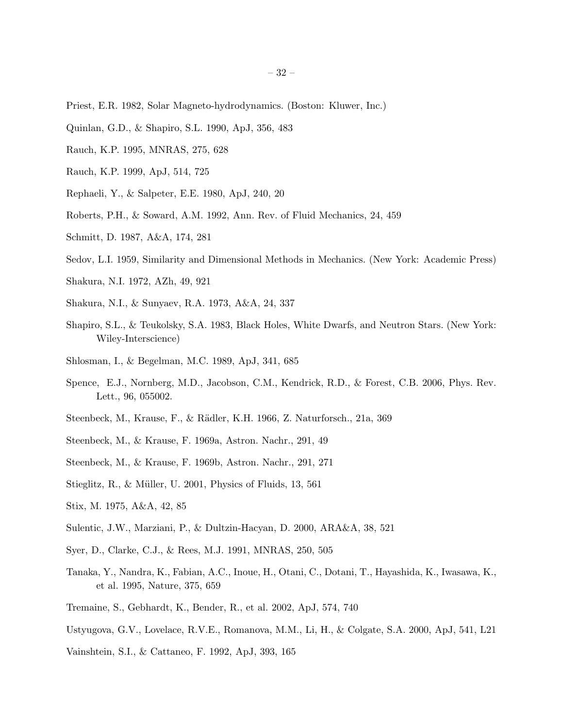Priest, E.R. 1982, Solar Magneto-hydrodynamics. (Boston: Kluwer, Inc.)

Quinlan, G.D., & Shapiro, S.L. 1990, ApJ, 356, 483

Rauch, K.P. 1995, MNRAS, 275, 628

Rauch, K.P. 1999, ApJ, 514, 725

Rephaeli, Y., & Salpeter, E.E. 1980, ApJ, 240, 20

Roberts, P.H., & Soward, A.M. 1992, Ann. Rev. of Fluid Mechanics, 24, 459

Schmitt, D. 1987, A&A, 174, 281

Sedov, L.I. 1959, Similarity and Dimensional Methods in Mechanics. (New York: Academic Press)

Shakura, N.I. 1972, AZh, 49, 921

Shakura, N.I., & Sunyaev, R.A. 1973, A&A, 24, 337

Shapiro, S.L., & Teukolsky, S.A. 1983, Black Holes, White Dwarfs, and Neutron Stars. (New York: Wiley-Interscience)

Shlosman, I., & Begelman, M.C. 1989, ApJ, 341, 685

Spence, E.J., Nornberg, M.D., Jacobson, C.M., Kendrick, R.D., & Forest, C.B. 2006, Phys. Rev. Lett., 96, 055002.

Steenbeck, M., Krause, F., & Rädler, K.H. 1966, Z. Naturforsch., 21a, 369

Steenbeck, M., & Krause, F. 1969a, Astron. Nachr., 291, 49

Steenbeck, M., & Krause, F. 1969b, Astron. Nachr., 291, 271

Stieglitz, R., & Müller, U. 2001, Physics of Fluids, 13, 561

Stix, M. 1975, A&A, 42, 85

Sulentic, J.W., Marziani, P., & Dultzin-Hacyan, D. 2000, ARA&A, 38, 521

Syer, D., Clarke, C.J., & Rees, M.J. 1991, MNRAS, 250, 505

Tanaka, Y., Nandra, K., Fabian, A.C., Inoue, H., Otani, C., Dotani, T., Hayashida, K., Iwasawa, K., et al. 1995, Nature, 375, 659

Tremaine, S., Gebhardt, K., Bender, R., et al. 2002, ApJ, 574, 740

Ustyugova, G.V., Lovelace, R.V.E., Romanova, M.M., Li, H., & Colgate, S.A. 2000, ApJ, 541, L21

Vainshtein, S.I., & Cattaneo, F. 1992, ApJ, 393, 165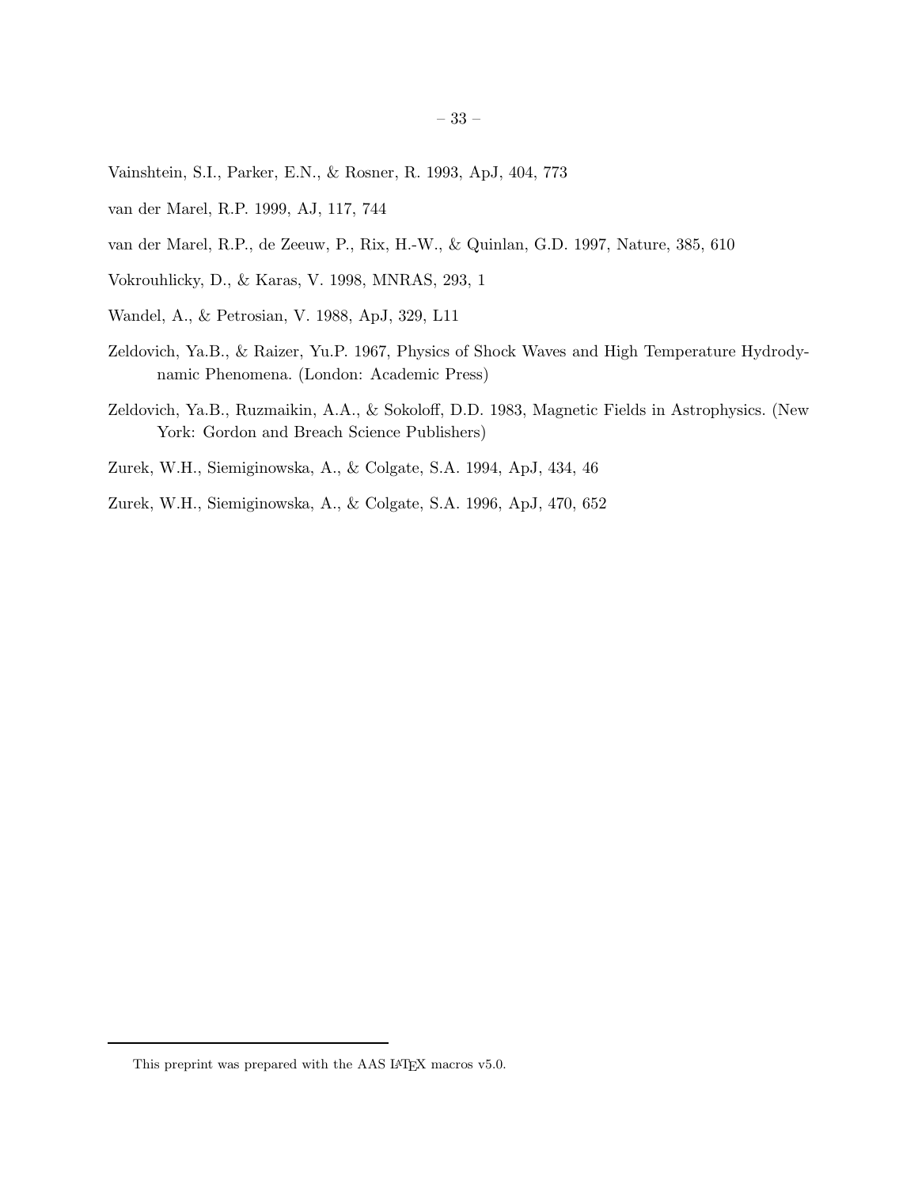Vainshtein, S.I., Parker, E.N., & Rosner, R. 1993, ApJ, 404, 773

van der Marel, R.P. 1999, AJ, 117, 744

van der Marel, R.P., de Zeeuw, P., Rix, H.-W., & Quinlan, G.D. 1997, Nature, 385, 610

Vokrouhlicky, D., & Karas, V. 1998, MNRAS, 293, 1

Wandel, A., & Petrosian, V. 1988, ApJ, 329, L11

Zeldovich, Ya.B., & Raizer, Yu.P. 1967, Physics of Shock Waves and High Temperature Hydrodynamic Phenomena. (London: Academic Press)

Zeldovich, Ya.B., Ruzmaikin, A.A., & Sokoloff, D.D. 1983, Magnetic Fields in Astrophysics. (New York: Gordon and Breach Science Publishers)

Zurek, W.H., Siemiginowska, A., & Colgate, S.A. 1994, ApJ, 434, 46

Zurek, W.H., Siemiginowska, A., & Colgate, S.A. 1996, ApJ, 470, 652

This preprint was prepared with the AAS LaTeX macros v5.0.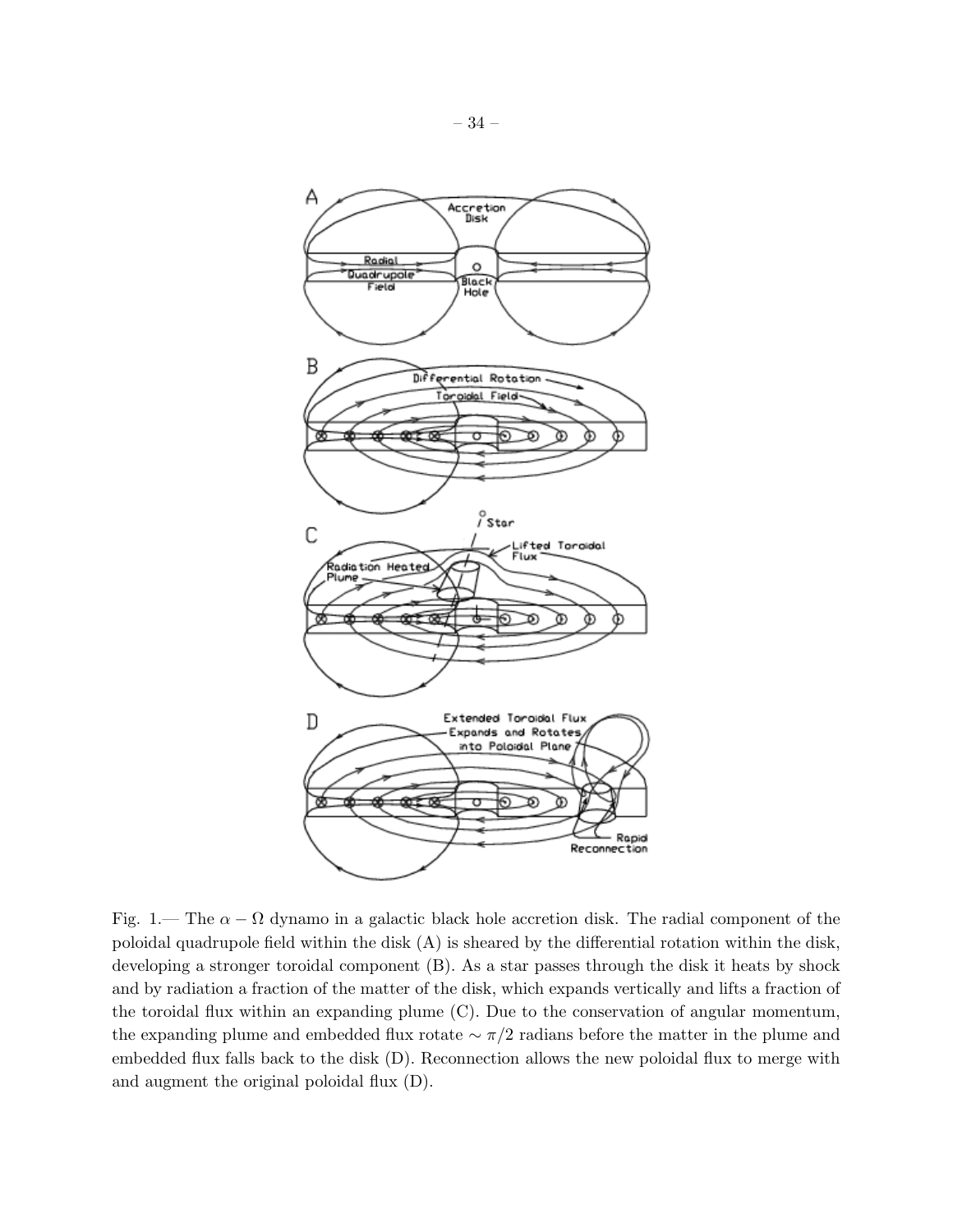A

Accretion Disk

Radial Quadrupole Field

Black Hole

B

Differential Rotation

Toroidal Field

C

Star

Lifted Toroidal Flux

Radiation Heated Plume

D

Extended Toroidal Flux Expands and Rotates into Poloidal Plane

Rapid Reconnection

Fig. 1.— The $\alpha - \Omega$ dynamo in a galactic black hole accretion disk. The radial component of the poloidal quadrupole field within the disk (A) is sheared by the differential rotation within the disk, developing a stronger toroidal component (B). As a star passes through the disk it heats by shock and by radiation a fraction of the matter of the disk, which expands vertically and lifts a fraction of the toroidal flux within an expanding plume (C). Due to the conservation of angular momentum, the expanding plume and embedded flux rotate $\sim \pi/2$ radians before the matter in the plume and embedded flux falls back to the disk (D). Reconnection allows the new poloidal flux to merge with and augment the original poloidal flux (D).